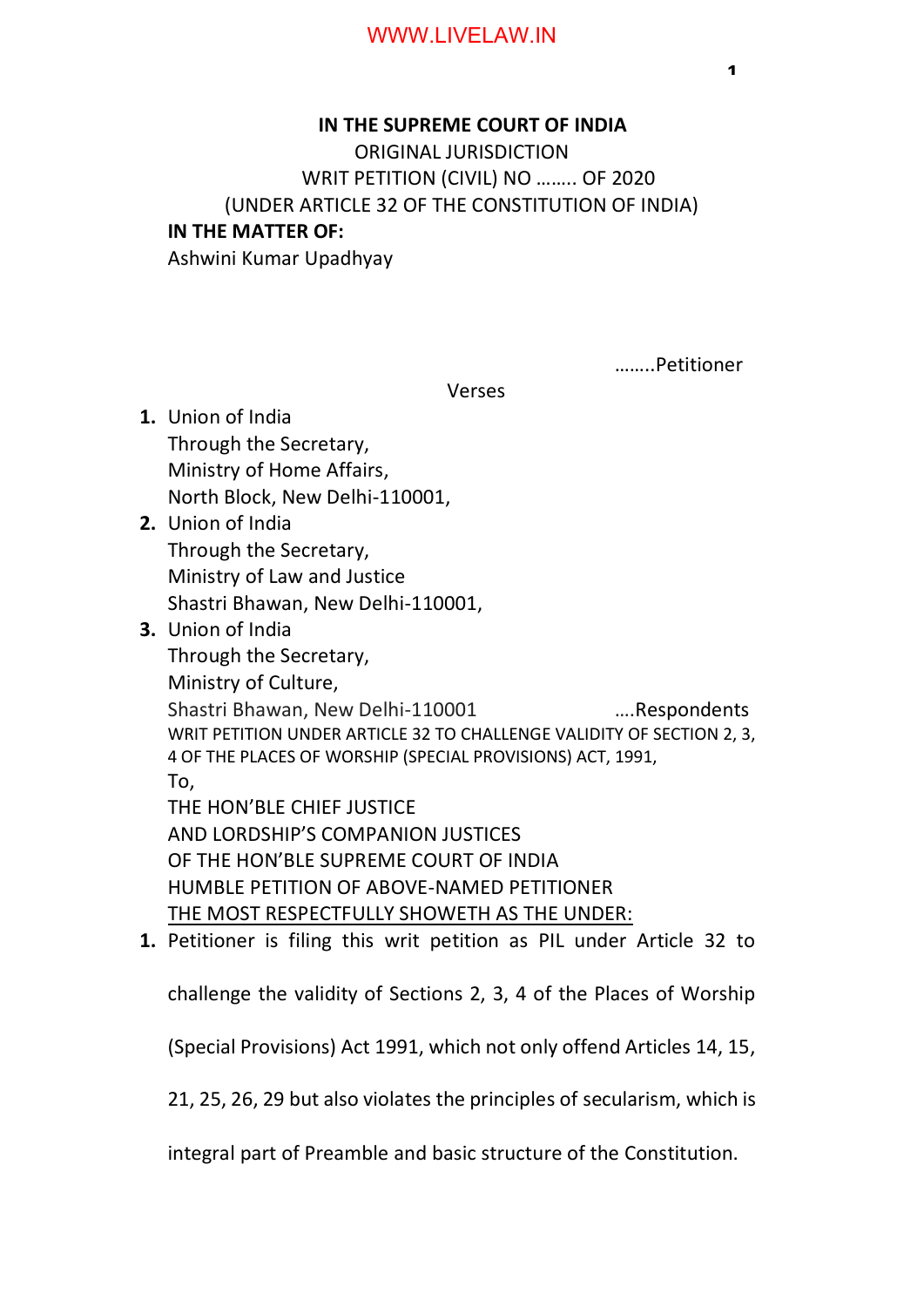**IN THE SUPREME COURT OF INDIA**

ORIGINAL JURISDICTION

WRIT PETITION (CIVIL) NO …….. OF 2020

(UNDER ARTICLE 32 OF THE CONSTITUTION OF INDIA)

**IN THE MATTER OF:**

Ashwini Kumar Upadhyay

……..Petitioner

Verses

1. Union of India
   Through the Secretary,
   Ministry of Home Affairs,
   North Block, New Delhi-110001,
2. Union of India
   Through the Secretary,
   Ministry of Law and Justice
   Shastri Bhawan, New Delhi-110001,
3. Union of India
   Through the Secretary,
   Ministry of Culture,
   Shastri Bhawan, New Delhi-110001 ….Respondents

WRIT PETITION UNDER ARTICLE 32 TO CHALLENGE VALIDITY OF SECTION 2, 3, 4 OF THE PLACES OF WORSHIP (SPECIAL PROVISIONS) ACT, 1991,

To,

THE HON'BLE CHIEF JUSTICE

AND LORDSHIP'S COMPANION JUSTICES

OF THE HON'BLE SUPREME COURT OF INDIA

HUMBLE PETITION OF ABOVE-NAMED PETITIONER

THE MOST RESPECTFULLY SHOWETH AS THE UNDER:

1. Petitioner is filing this writ petition as PIL under Article 32 to challenge the validity of Sections 2, 3, 4 of the Places of Worship (Special Provisions) Act 1991, which not only offend Articles 14, 15, 21, 25, 26, 29 but also violates the principles of secularism, which is integral part of Preamble and basic structure of the Constitution.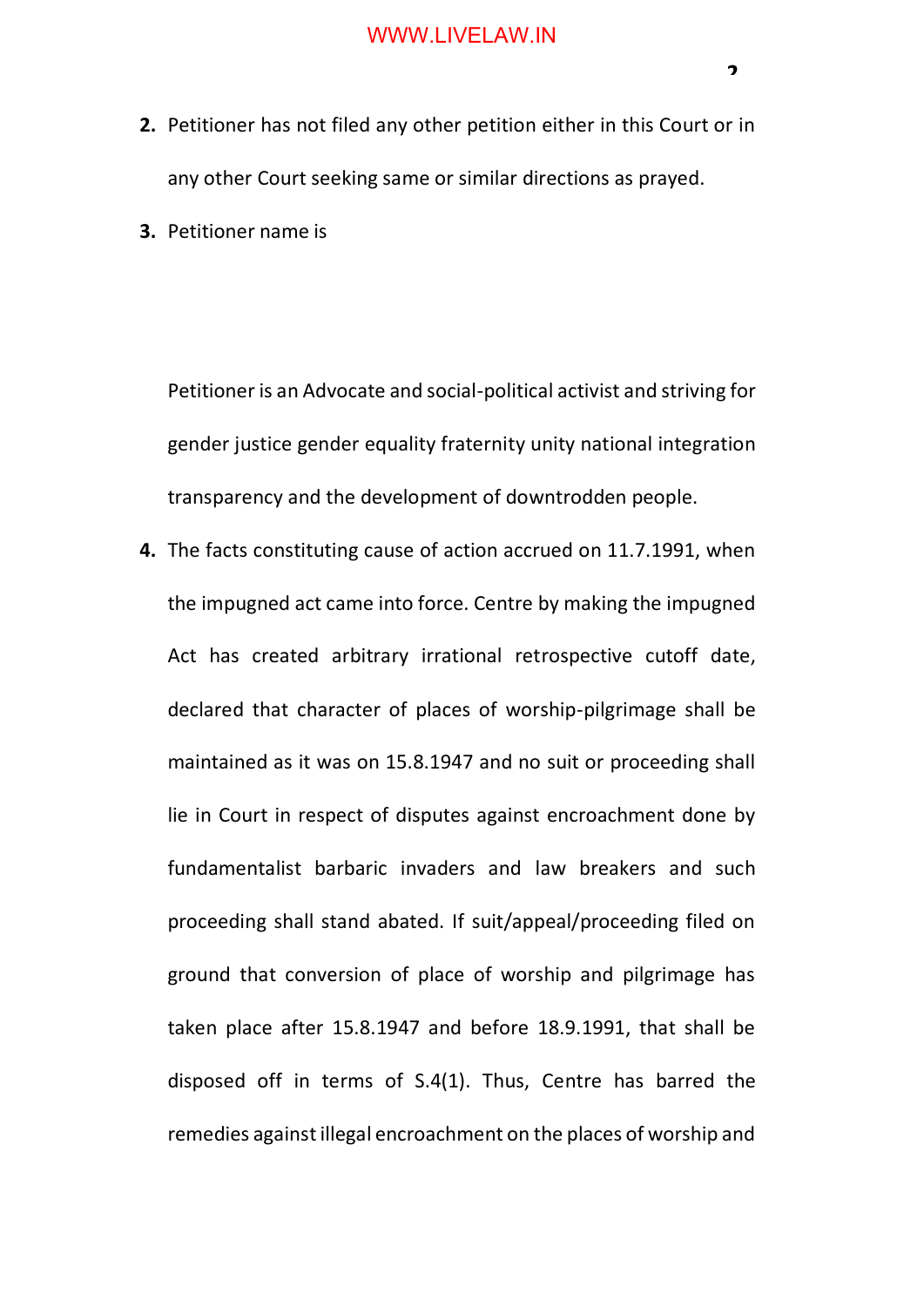2. Petitioner has not filed any other petition either in this Court or in any other Court seeking same or similar directions as prayed.

3. Petitioner name is

   Petitioner is an Advocate and social-political activist and striving for gender justice gender equality fraternity unity national integration transparency and the development of downtrodden people.

4. The facts constituting cause of action accrued on 11.7.1991, when the impugned act came into force. Centre by making the impugned Act has created arbitrary irrational retrospective cutoff date, declared that character of places of worship-pilgrimage shall be maintained as it was on 15.8.1947 and no suit or proceeding shall lie in Court in respect of disputes against encroachment done by fundamentalist barbaric invaders and law breakers and such proceeding shall stand abated. If suit/appeal/proceeding filed on ground that conversion of place of worship and pilgrimage has taken place after 15.8.1947 and before 18.9.1991, that shall be disposed off in terms of S.4(1). Thus, Centre has barred the remedies against illegal encroachment on the places of worship and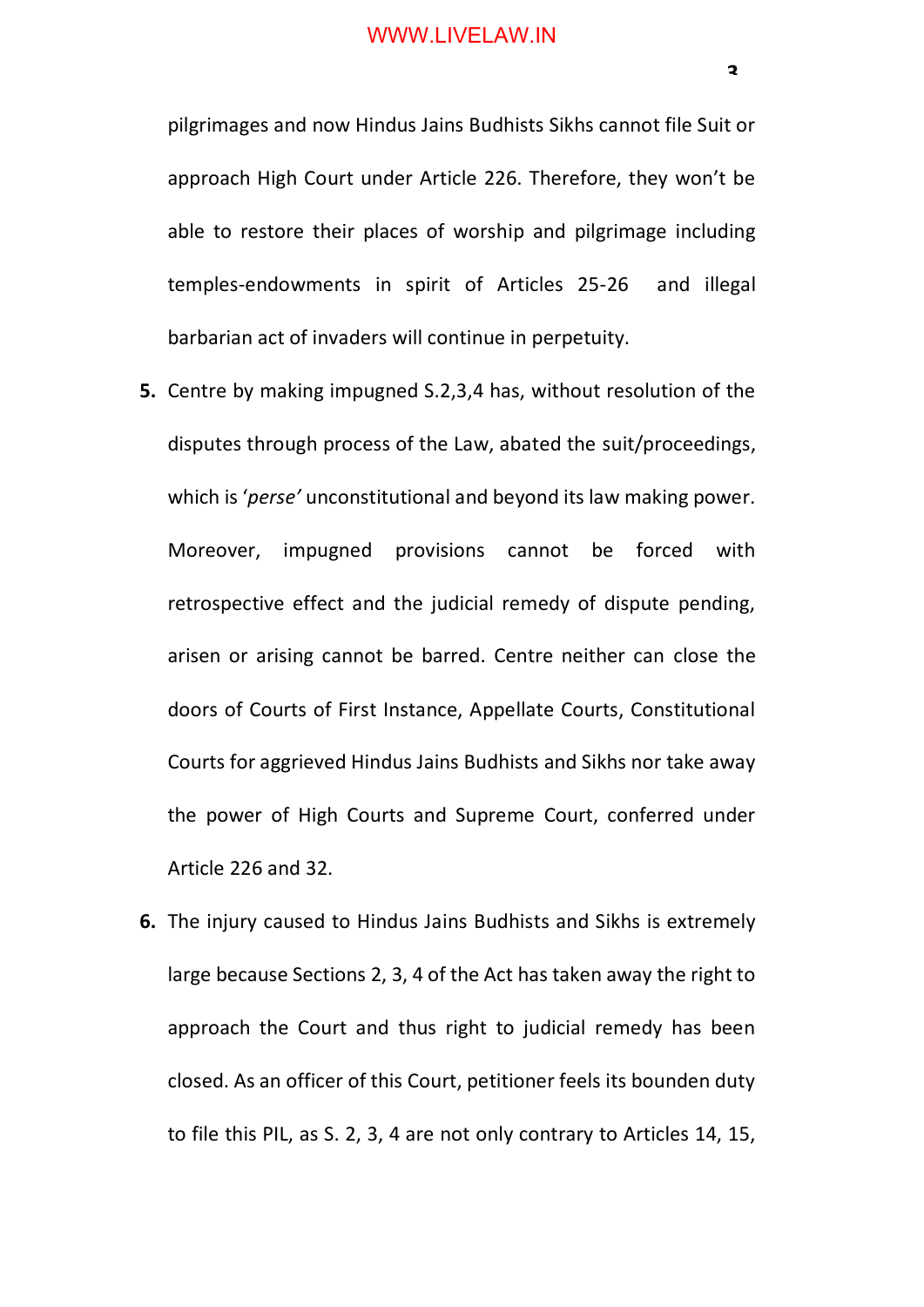pilgrimages and now Hindus Jains Budhists Sikhs cannot file Suit or approach High Court under Article 226. Therefore, they won't be able to restore their places of worship and pilgrimage including temples-endowments in spirit of Articles 25-26 and illegal barbarian act of invaders will continue in perpetuity.

5. Centre by making impugned S.2,3,4 has, without resolution of the disputes through process of the Law, abated the suit/proceedings, which is '*perse*' unconstitutional and beyond its law making power. Moreover, impugned provisions cannot be forced with retrospective effect and the judicial remedy of dispute pending, arisen or arising cannot be barred. Centre neither can close the doors of Courts of First Instance, Appellate Courts, Constitutional Courts for aggrieved Hindus Jains Budhists and Sikhs nor take away the power of High Courts and Supreme Court, conferred under Article 226 and 32.

6. The injury caused to Hindus Jains Budhists and Sikhs is extremely large because Sections 2, 3, 4 of the Act has taken away the right to approach the Court and thus right to judicial remedy has been closed. As an officer of this Court, petitioner feels its bounden duty to file this PIL, as S. 2, 3, 4 are not only contrary to Articles 14, 15,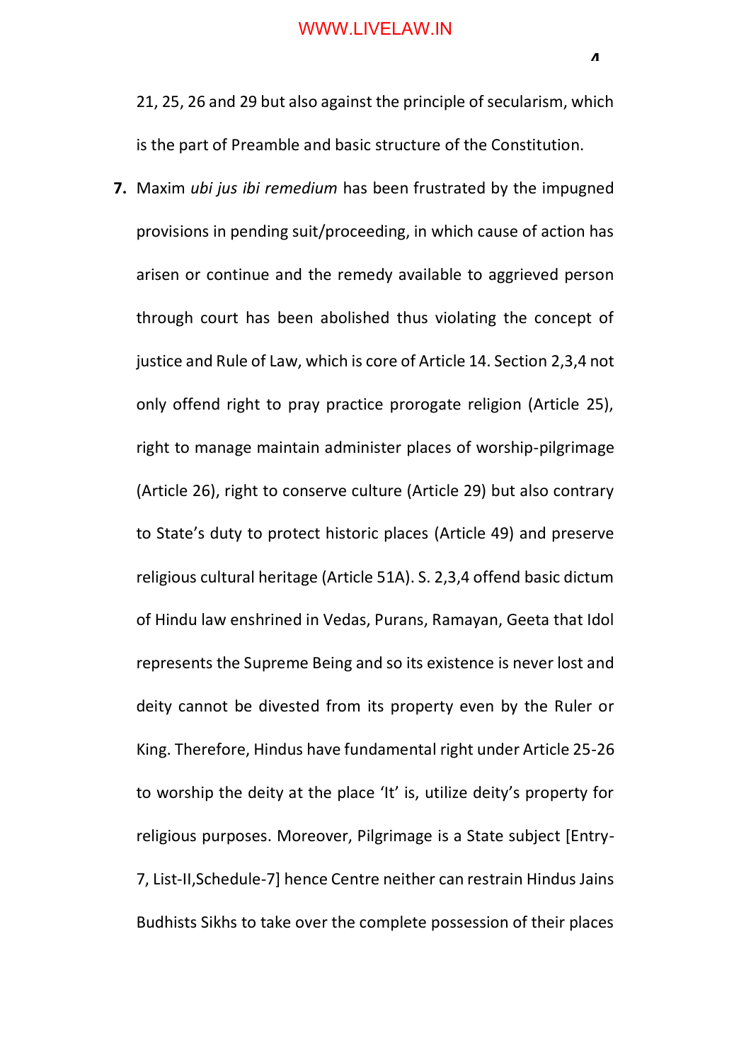21, 25, 26 and 29 but also against the principle of secularism, which is the part of Preamble and basic structure of the Constitution.

**7.** Maxim *ubi jus ibi remedium* has been frustrated by the impugned provisions in pending suit/proceeding, in which cause of action has arisen or continue and the remedy available to aggrieved person through court has been abolished thus violating the concept of justice and Rule of Law, which is core of Article 14. Section 2,3,4 not only offend right to pray practice prorogate religion (Article 25), right to manage maintain administer places of worship-pilgrimage (Article 26), right to conserve culture (Article 29) but also contrary to State's duty to protect historic places (Article 49) and preserve religious cultural heritage (Article 51A). S. 2,3,4 offend basic dictum of Hindu law enshrined in Vedas, Purans, Ramayan, Geeta that Idol represents the Supreme Being and so its existence is never lost and deity cannot be divested from its property even by the Ruler or King. Therefore, Hindus have fundamental right under Article 25-26 to worship the deity at the place 'It' is, utilize deity's property for religious purposes. Moreover, Pilgrimage is a State subject [Entry-7, List-II,Schedule-7] hence Centre neither can restrain Hindus Jains Budhists Sikhs to take over the complete possession of their places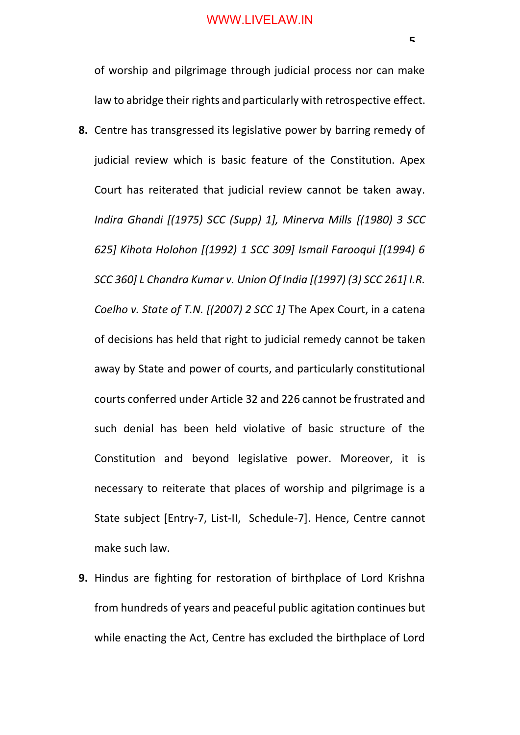of worship and pilgrimage through judicial process nor can make law to abridge their rights and particularly with retrospective effect.

8. Centre has transgressed its legislative power by barring remedy of judicial review which is basic feature of the Constitution. Apex Court has reiterated that judicial review cannot be taken away. *Indira Ghandi [(1975) SCC (Supp) 1], Minerva Mills [(1980) 3 SCC 625] Kihota Holohon [(1992) 1 SCC 309] Ismail Farooqui [(1994) 6 SCC 360] L Chandra Kumar v. Union Of India [(1997) (3) SCC 261] I.R. Coelho v. State of T.N. [(2007) 2 SCC 1]* The Apex Court, in a catena of decisions has held that right to judicial remedy cannot be taken away by State and power of courts, and particularly constitutional courts conferred under Article 32 and 226 cannot be frustrated and such denial has been held violative of basic structure of the Constitution and beyond legislative power. Moreover, it is necessary to reiterate that places of worship and pilgrimage is a State subject [Entry-7, List-II, Schedule-7]. Hence, Centre cannot make such law.

9. Hindus are fighting for restoration of birthplace of Lord Krishna from hundreds of years and peaceful public agitation continues but while enacting the Act, Centre has excluded the birthplace of Lord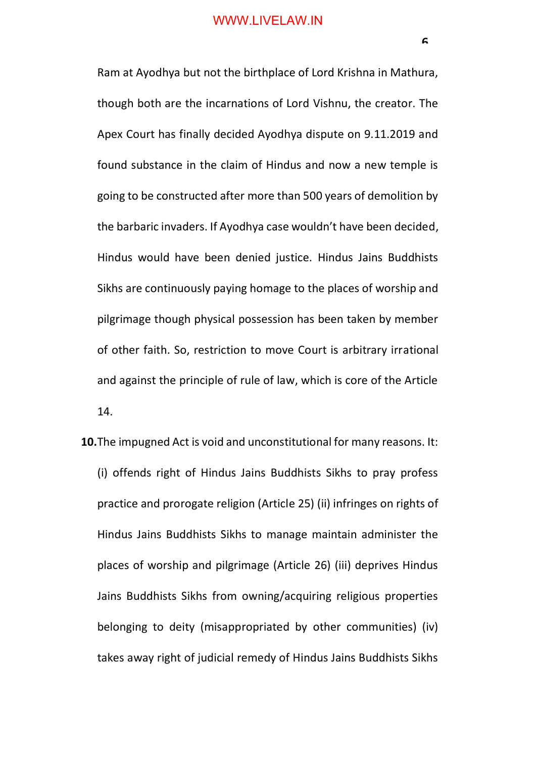Ram at Ayodhya but not the birthplace of Lord Krishna in Mathura, though both are the incarnations of Lord Vishnu, the creator. The Apex Court has finally decided Ayodhya dispute on 9.11.2019 and found substance in the claim of Hindus and now a new temple is going to be constructed after more than 500 years of demolition by the barbaric invaders. If Ayodhya case wouldn't have been decided, Hindus would have been denied justice. Hindus Jains Buddhists Sikhs are continuously paying homage to the places of worship and pilgrimage though physical possession has been taken by member of other faith. So, restriction to move Court is arbitrary irrational and against the principle of rule of law, which is core of the Article 14.

**10.** The impugned Act is void and unconstitutional for many reasons. It: (i) offends right of Hindus Jains Buddhists Sikhs to pray profess practice and prorogate religion (Article 25) (ii) infringes on rights of Hindus Jains Buddhists Sikhs to manage maintain administer the places of worship and pilgrimage (Article 26) (iii) deprives Hindus Jains Buddhists Sikhs from owning/acquiring religious properties belonging to deity (misappropriated by other communities) (iv) takes away right of judicial remedy of Hindus Jains Buddhists Sikhs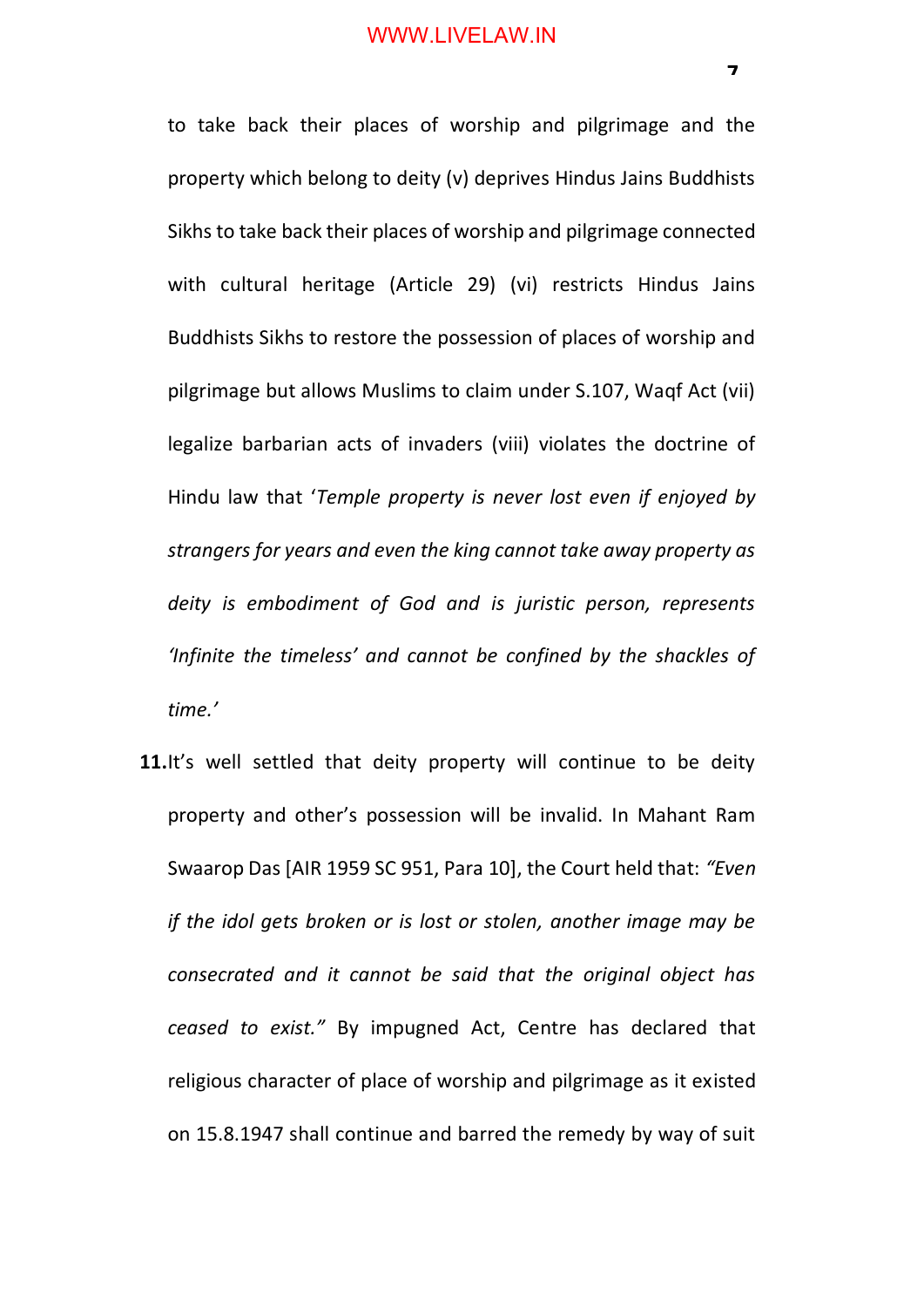to take back their places of worship and pilgrimage and the property which belong to deity (v) deprives Hindus Jains Buddhists Sikhs to take back their places of worship and pilgrimage connected with cultural heritage (Article 29) (vi) restricts Hindus Jains Buddhists Sikhs to restore the possession of places of worship and pilgrimage but allows Muslims to claim under S.107, Waqf Act (vii) legalize barbarian acts of invaders (viii) violates the doctrine of Hindu law that '*Temple property is never lost even if enjoyed by strangers for years and even the king cannot take away property as deity is embodiment of God and is juristic person, represents 'Infinite the timeless' and cannot be confined by the shackles of time.'*

**11.** It's well settled that deity property will continue to be deity property and other's possession will be invalid. In Mahant Ram Swaarop Das [AIR 1959 SC 951, Para 10], the Court held that: *"Even if the idol gets broken or is lost or stolen, another image may be consecrated and it cannot be said that the original object has ceased to exist."* By impugned Act, Centre has declared that religious character of place of worship and pilgrimage as it existed on 15.8.1947 shall continue and barred the remedy by way of suit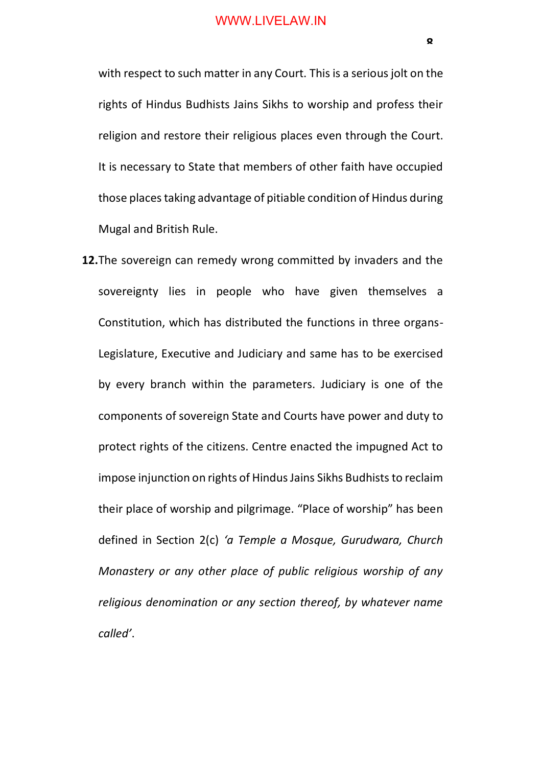with respect to such matter in any Court. This is a serious jolt on the rights of Hindus Budhists Jains Sikhs to worship and profess their religion and restore their religious places even through the Court. It is necessary to State that members of other faith have occupied those places taking advantage of pitiable condition of Hindus during Mugal and British Rule.

**12.** The sovereign can remedy wrong committed by invaders and the sovereignty lies in people who have given themselves a Constitution, which has distributed the functions in three organs- Legislature, Executive and Judiciary and same has to be exercised by every branch within the parameters. Judiciary is one of the components of sovereign State and Courts have power and duty to protect rights of the citizens. Centre enacted the impugned Act to impose injunction on rights of Hindus Jains Sikhs Budhists to reclaim their place of worship and pilgrimage. "Place of worship" has been defined in Section 2(c) *'a Temple a Mosque, Gurudwara, Church Monastery or any other place of public religious worship of any religious denomination or any section thereof, by whatever name called'*.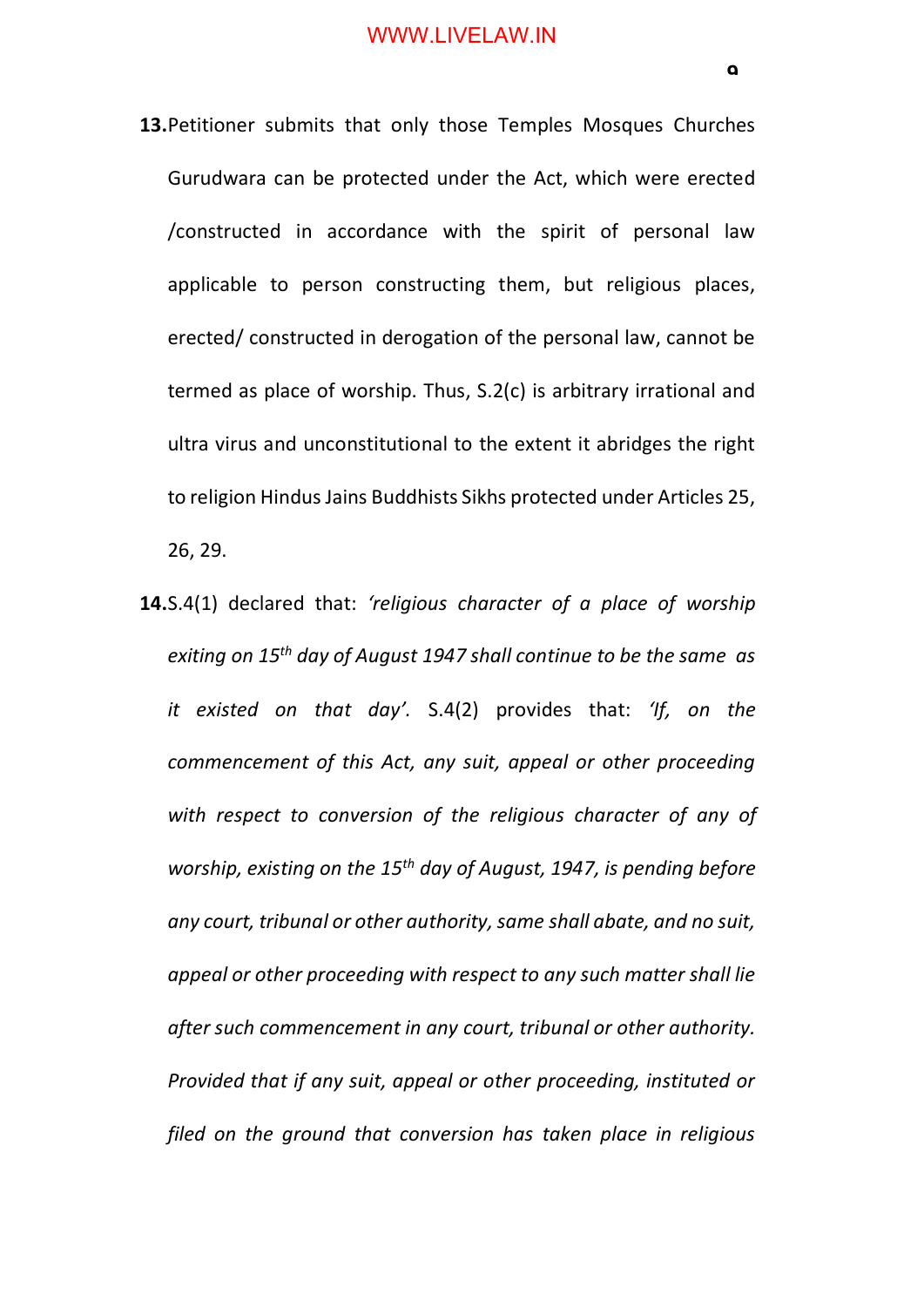**13.**Petitioner submits that only those Temples Mosques Churches Gurudwara can be protected under the Act, which were erected /constructed in accordance with the spirit of personal law applicable to person constructing them, but religious places, erected/ constructed in derogation of the personal law, cannot be termed as place of worship. Thus, S.2(c) is arbitrary irrational and ultra virus and unconstitutional to the extent it abridges the right to religion Hindus Jains Buddhists Sikhs protected under Articles 25, 26, 29.

**14.**S.4(1) declared that: *'religious character of a place of worship exiting on 15th day of August 1947 shall continue to be the same as it existed on that day'.* S.4(2) provides that: *'If, on the commencement of this Act, any suit, appeal or other proceeding with respect to conversion of the religious character of any of worship, existing on the 15th day of August, 1947, is pending before any court, tribunal or other authority, same shall abate, and no suit, appeal or other proceeding with respect to any such matter shall lie after such commencement in any court, tribunal or other authority. Provided that if any suit, appeal or other proceeding, instituted or filed on the ground that conversion has taken place in religious*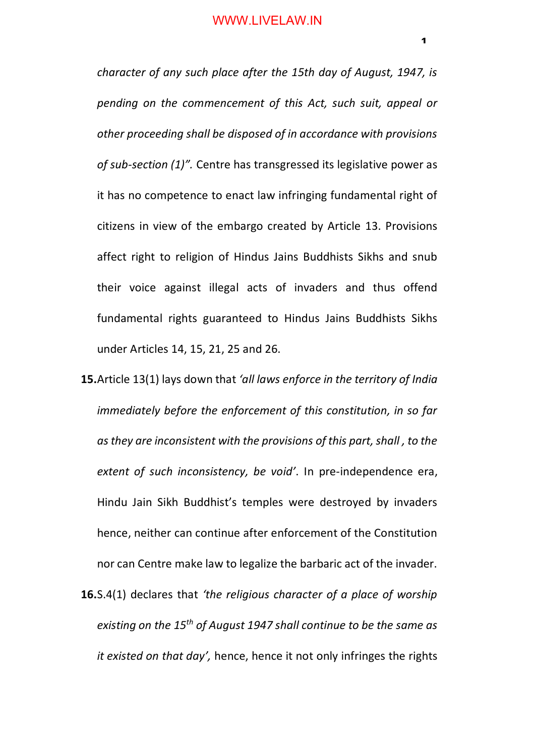*character of any such place after the 15th day of August, 1947, is pending on the commencement of this Act, such suit, appeal or other proceeding shall be disposed of in accordance with provisions of sub-section (1)".* Centre has transgressed its legislative power as it has no competence to enact law infringing fundamental right of citizens in view of the embargo created by Article 13. Provisions affect right to religion of Hindus Jains Buddhists Sikhs and snub their voice against illegal acts of invaders and thus offend fundamental rights guaranteed to Hindus Jains Buddhists Sikhs under Articles 14, 15, 21, 25 and 26.

**15.** Article 13(1) lays down that *'all laws enforce in the territory of India immediately before the enforcement of this constitution, in so far as they are inconsistent with the provisions of this part, shall , to the extent of such inconsistency, be void'*. In pre-independence era, Hindu Jain Sikh Buddhist's temples were destroyed by invaders hence, neither can continue after enforcement of the Constitution nor can Centre make law to legalize the barbaric act of the invader.

**16.** S.4(1) declares that *'the religious character of a place of worship existing on the 15th of August 1947 shall continue to be the same as it existed on that day',* hence, hence it not only infringes the rights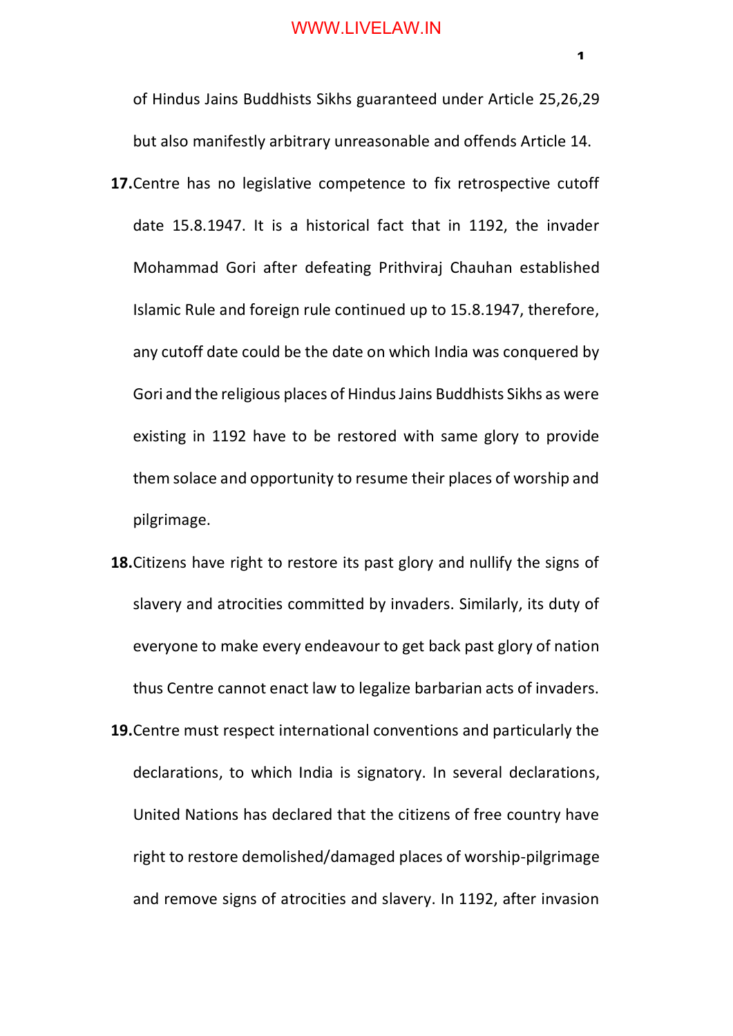of Hindus Jains Buddhists Sikhs guaranteed under Article 25,26,29 but also manifestly arbitrary unreasonable and offends Article 14.

**17.** Centre has no legislative competence to fix retrospective cutoff date 15.8.1947. It is a historical fact that in 1192, the invader Mohammad Gori after defeating Prithviraj Chauhan established Islamic Rule and foreign rule continued up to 15.8.1947, therefore, any cutoff date could be the date on which India was conquered by Gori and the religious places of Hindus Jains Buddhists Sikhs as were existing in 1192 have to be restored with same glory to provide them solace and opportunity to resume their places of worship and pilgrimage.

**18.** Citizens have right to restore its past glory and nullify the signs of slavery and atrocities committed by invaders. Similarly, its duty of everyone to make every endeavour to get back past glory of nation thus Centre cannot enact law to legalize barbarian acts of invaders.

**19.** Centre must respect international conventions and particularly the declarations, to which India is signatory. In several declarations, United Nations has declared that the citizens of free country have right to restore demolished/damaged places of worship-pilgrimage and remove signs of atrocities and slavery. In 1192, after invasion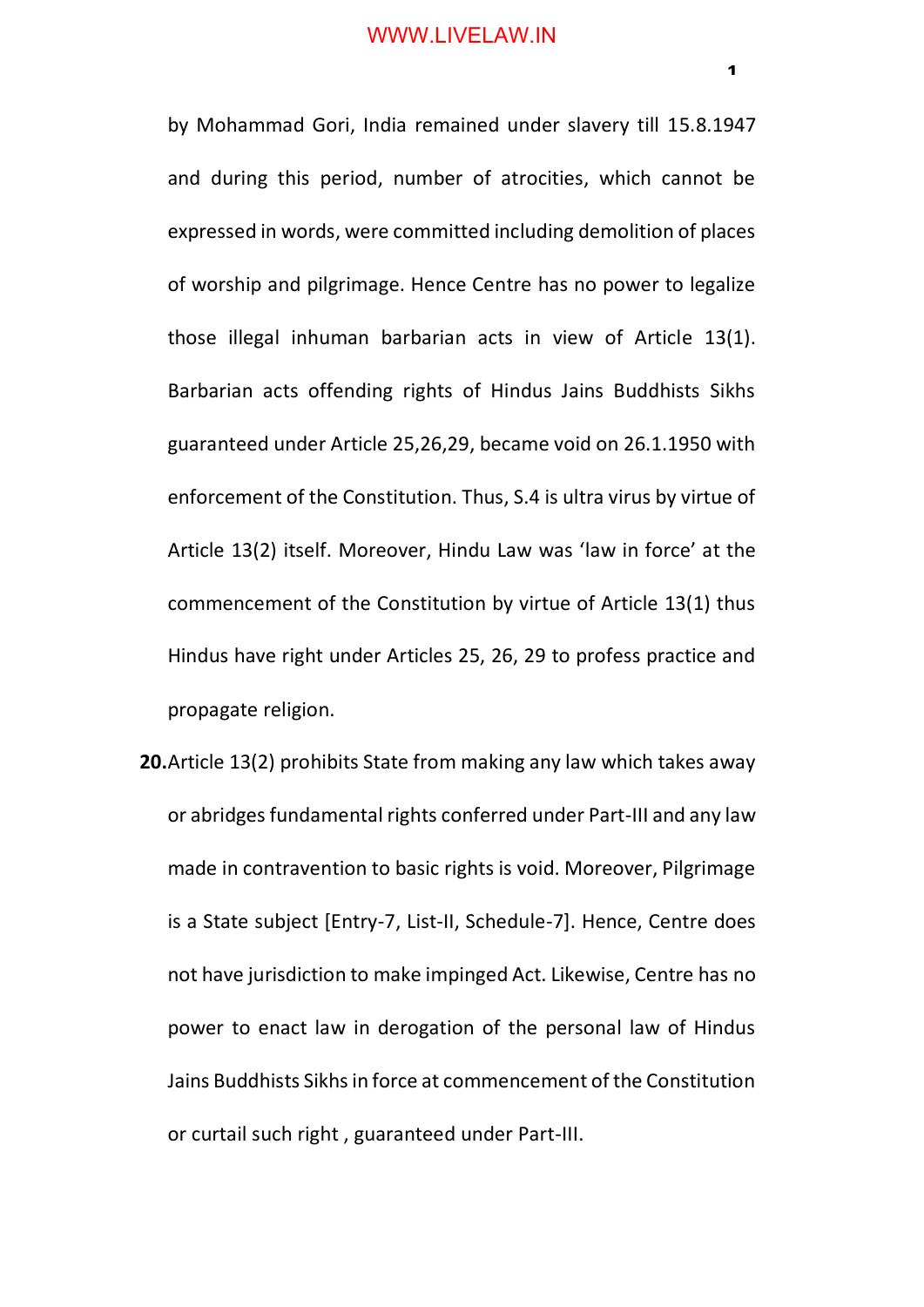by Mohammad Gori, India remained under slavery till 15.8.1947 and during this period, number of atrocities, which cannot be expressed in words, were committed including demolition of places of worship and pilgrimage. Hence Centre has no power to legalize those illegal inhuman barbarian acts in view of Article 13(1). Barbarian acts offending rights of Hindus Jains Buddhists Sikhs guaranteed under Article 25,26,29, became void on 26.1.1950 with enforcement of the Constitution. Thus, S.4 is ultra virus by virtue of Article 13(2) itself. Moreover, Hindu Law was 'law in force' at the commencement of the Constitution by virtue of Article 13(1) thus Hindus have right under Articles 25, 26, 29 to profess practice and propagate religion.

**20.** Article 13(2) prohibits State from making any law which takes away or abridges fundamental rights conferred under Part-III and any law made in contravention to basic rights is void. Moreover, Pilgrimage is a State subject [Entry-7, List-II, Schedule-7]. Hence, Centre does not have jurisdiction to make impinged Act. Likewise, Centre has no power to enact law in derogation of the personal law of Hindus Jains Buddhists Sikhs in force at commencement of the Constitution or curtail such right , guaranteed under Part-III.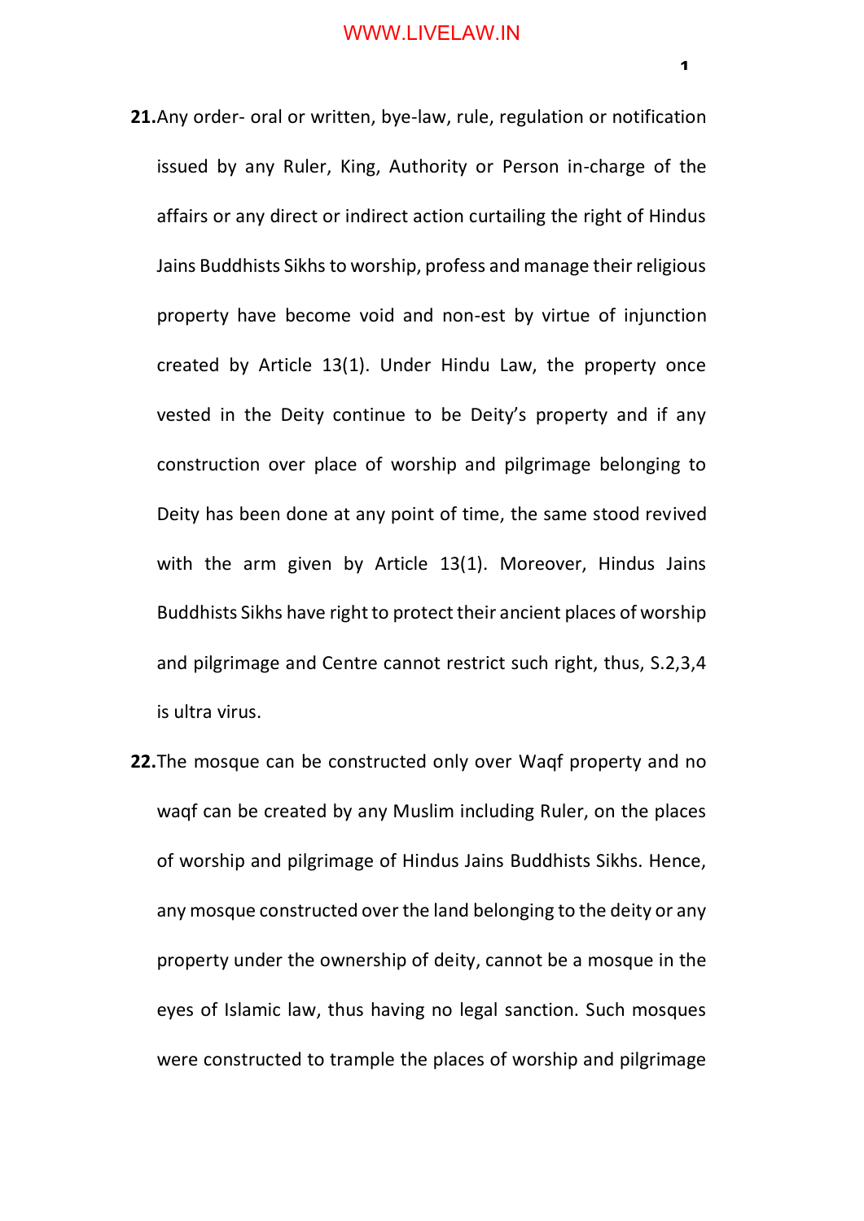**21.** Any order- oral or written, bye-law, rule, regulation or notification issued by any Ruler, King, Authority or Person in-charge of the affairs or any direct or indirect action curtailing the right of Hindus Jains Buddhists Sikhs to worship, profess and manage their religious property have become void and non-est by virtue of injunction created by Article 13(1). Under Hindu Law, the property once vested in the Deity continue to be Deity's property and if any construction over place of worship and pilgrimage belonging to Deity has been done at any point of time, the same stood revived with the arm given by Article 13(1). Moreover, Hindus Jains Buddhists Sikhs have right to protect their ancient places of worship and pilgrimage and Centre cannot restrict such right, thus, S.2,3,4 is ultra virus.

**22.** The mosque can be constructed only over Waqf property and no waqf can be created by any Muslim including Ruler, on the places of worship and pilgrimage of Hindus Jains Buddhists Sikhs. Hence, any mosque constructed over the land belonging to the deity or any property under the ownership of deity, cannot be a mosque in the eyes of Islamic law, thus having no legal sanction. Such mosques were constructed to trample the places of worship and pilgrimage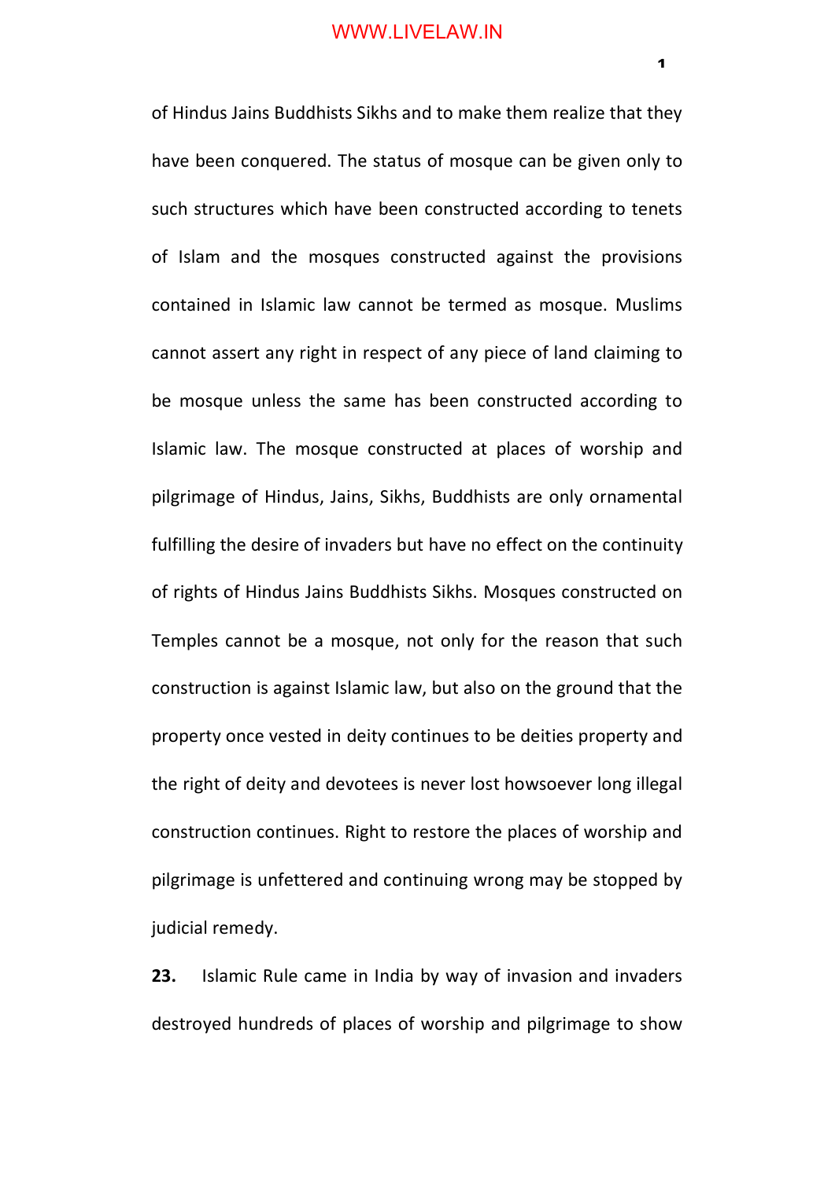of Hindus Jains Buddhists Sikhs and to make them realize that they have been conquered. The status of mosque can be given only to such structures which have been constructed according to tenets of Islam and the mosques constructed against the provisions contained in Islamic law cannot be termed as mosque. Muslims cannot assert any right in respect of any piece of land claiming to be mosque unless the same has been constructed according to Islamic law. The mosque constructed at places of worship and pilgrimage of Hindus, Jains, Sikhs, Buddhists are only ornamental fulfilling the desire of invaders but have no effect on the continuity of rights of Hindus Jains Buddhists Sikhs. Mosques constructed on Temples cannot be a mosque, not only for the reason that such construction is against Islamic law, but also on the ground that the property once vested in deity continues to be deities property and the right of deity and devotees is never lost howsoever long illegal construction continues. Right to restore the places of worship and pilgrimage is unfettered and continuing wrong may be stopped by judicial remedy.

**23.** Islamic Rule came in India by way of invasion and invaders destroyed hundreds of places of worship and pilgrimage to show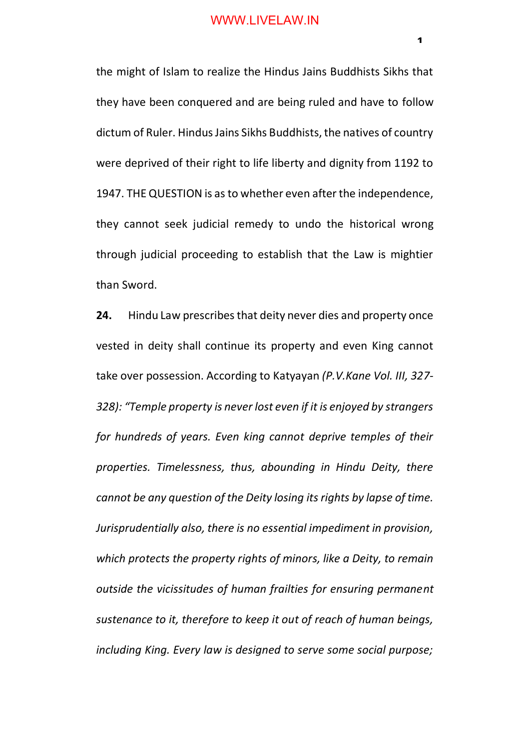the might of Islam to realize the Hindus Jains Buddhists Sikhs that they have been conquered and are being ruled and have to follow dictum of Ruler. Hindus Jains Sikhs Buddhists, the natives of country were deprived of their right to life liberty and dignity from 1192 to 1947. THE QUESTION is as to whether even after the independence, they cannot seek judicial remedy to undo the historical wrong through judicial proceeding to establish that the Law is mightier than Sword.

**24.** Hindu Law prescribes that deity never dies and property once vested in deity shall continue its property and even King cannot take over possession. According to Katyayan *(P.V.Kane Vol. III, 327-328): "Temple property is never lost even if it is enjoyed by strangers for hundreds of years. Even king cannot deprive temples of their properties. Timelessness, thus, abounding in Hindu Deity, there cannot be any question of the Deity losing its rights by lapse of time. Jurisprudentially also, there is no essential impediment in provision, which protects the property rights of minors, like a Deity, to remain outside the vicissitudes of human frailties for ensuring permanent sustenance to it, therefore to keep it out of reach of human beings, including King. Every law is designed to serve some social purpose;*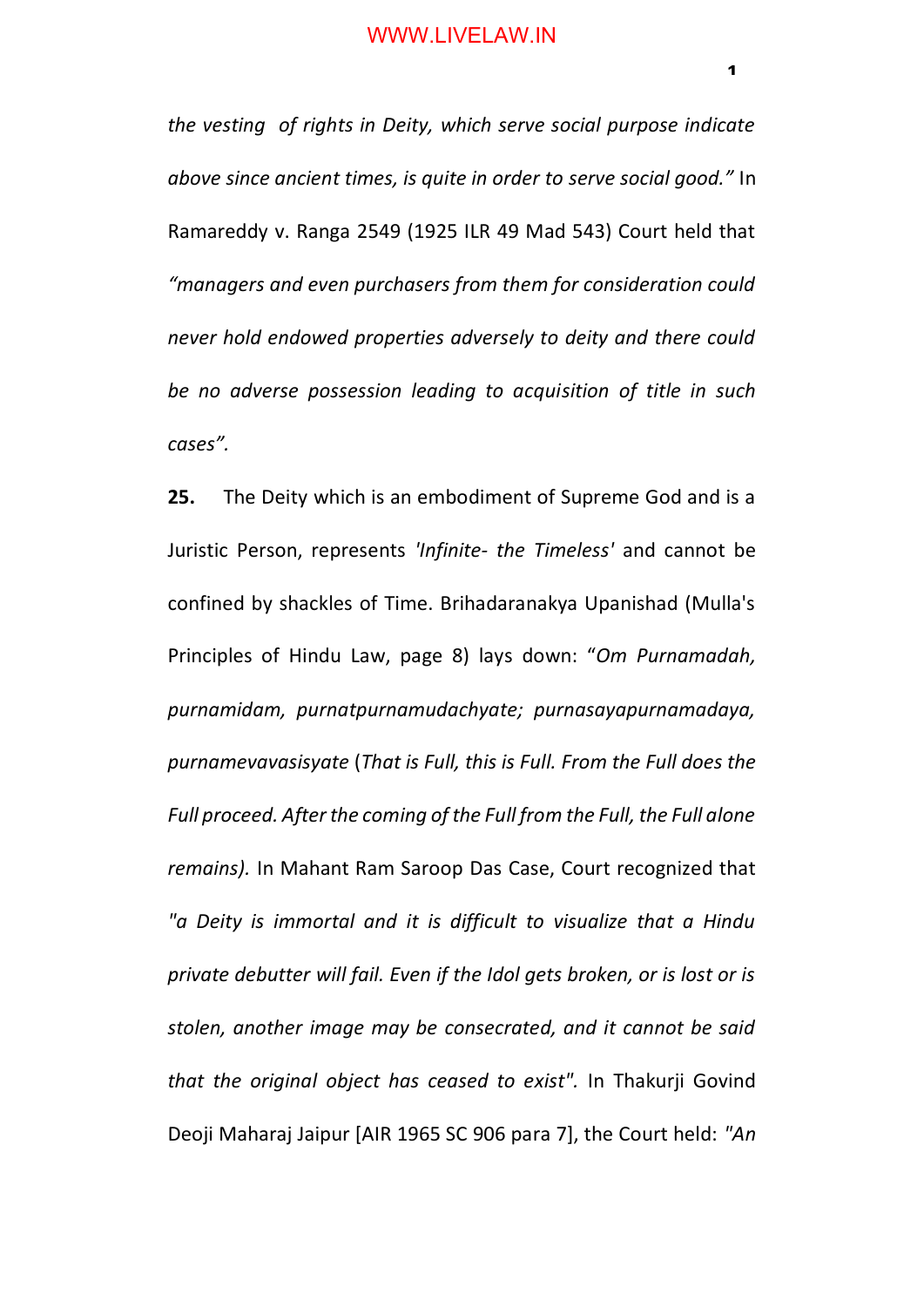*the vesting of rights in Deity, which serve social purpose indicate above since ancient times, is quite in order to serve social good."* In Ramareddy v. Ranga 2549 (1925 ILR 49 Mad 543) Court held that *"managers and even purchasers from them for consideration could never hold endowed properties adversely to deity and there could be no adverse possession leading to acquisition of title in such cases".*

**25.** The Deity which is an embodiment of Supreme God and is a Juristic Person, represents *'Infinite- the Timeless'* and cannot be confined by shackles of Time. Brihadaranakya Upanishad (Mulla's Principles of Hindu Law, page 8) lays down: "*Om Purnamadah, purnamidam, purnatpurnamudachyate; purnasayapurnamadaya, purnamevavasisyate* (*That is Full, this is Full. From the Full does the Full proceed. After the coming of the Full from the Full, the Full alone remains).* In Mahant Ram Saroop Das Case, Court recognized that *"a Deity is immortal and it is difficult to visualize that a Hindu private debutter will fail. Even if the Idol gets broken, or is lost or is stolen, another image may be consecrated, and it cannot be said that the original object has ceased to exist".* In Thakurji Govind Deoji Maharaj Jaipur [AIR 1965 SC 906 para 7], the Court held: *"An*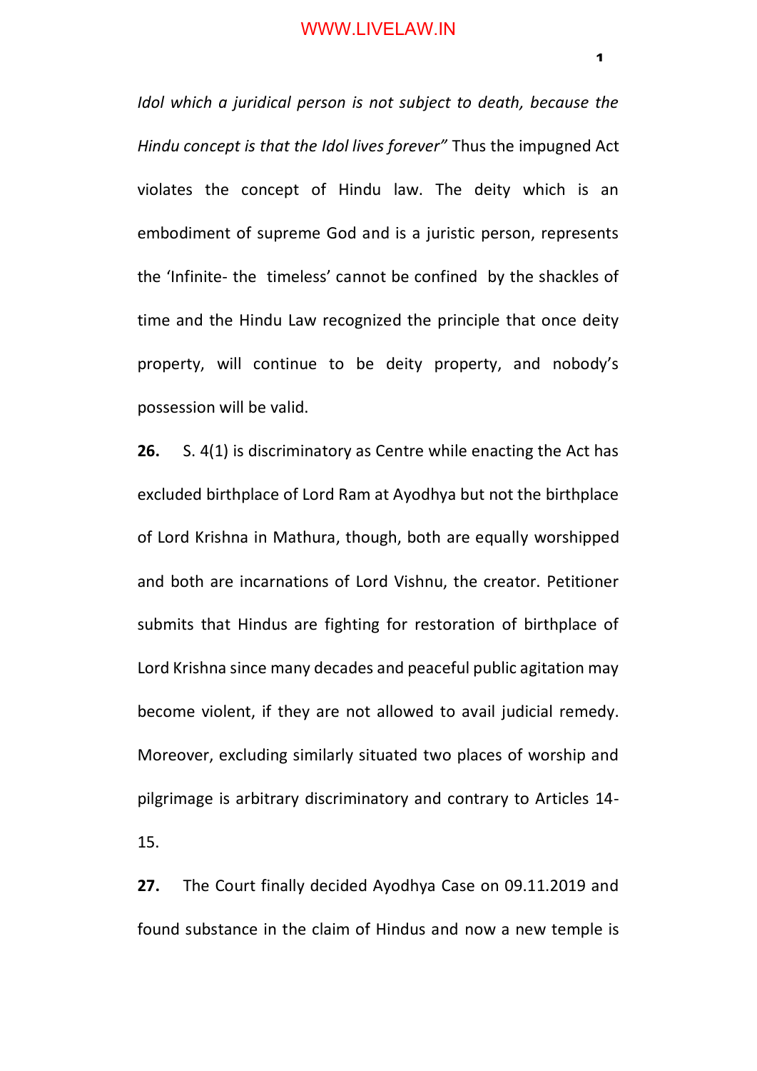*Idol which a juridical person is not subject to death, because the Hindu concept is that the Idol lives forever"* Thus the impugned Act violates the concept of Hindu law. The deity which is an embodiment of supreme God and is a juristic person, represents the 'Infinite- the timeless' cannot be confined by the shackles of time and the Hindu Law recognized the principle that once deity property, will continue to be deity property, and nobody's possession will be valid.

**26.** S. 4(1) is discriminatory as Centre while enacting the Act has excluded birthplace of Lord Ram at Ayodhya but not the birthplace of Lord Krishna in Mathura, though, both are equally worshipped and both are incarnations of Lord Vishnu, the creator. Petitioner submits that Hindus are fighting for restoration of birthplace of Lord Krishna since many decades and peaceful public agitation may become violent, if they are not allowed to avail judicial remedy. Moreover, excluding similarly situated two places of worship and pilgrimage is arbitrary discriminatory and contrary to Articles 14-15.

**27.** The Court finally decided Ayodhya Case on 09.11.2019 and found substance in the claim of Hindus and now a new temple is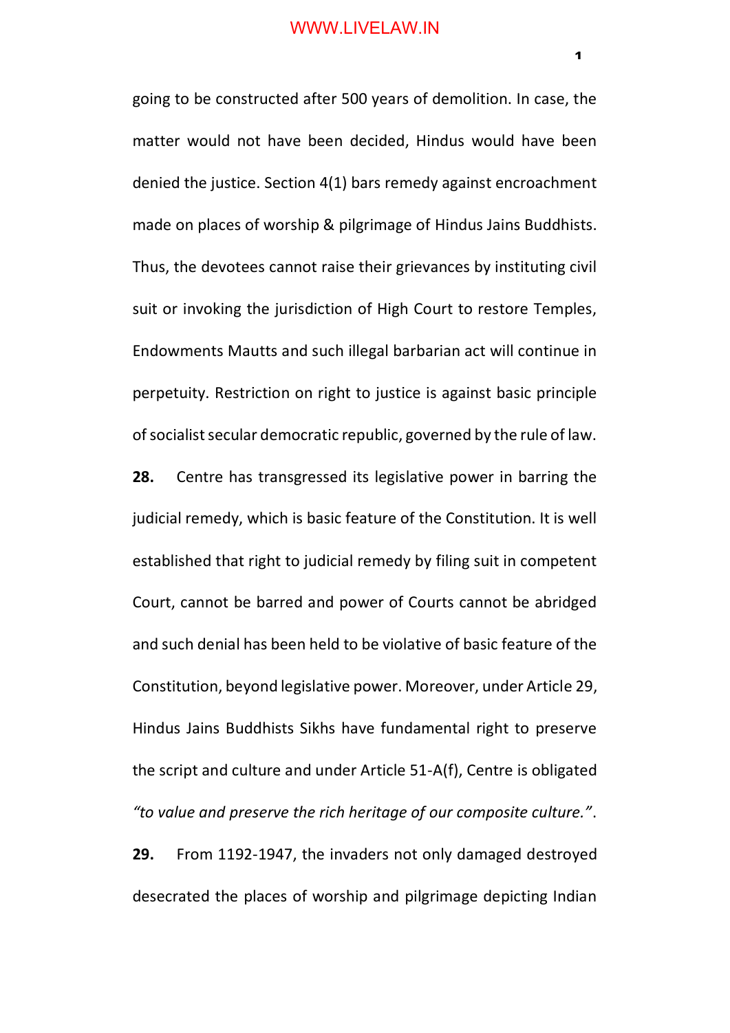going to be constructed after 500 years of demolition. In case, the matter would not have been decided, Hindus would have been denied the justice. Section 4(1) bars remedy against encroachment made on places of worship & pilgrimage of Hindus Jains Buddhists. Thus, the devotees cannot raise their grievances by instituting civil suit or invoking the jurisdiction of High Court to restore Temples, Endowments Mautts and such illegal barbarian act will continue in perpetuity. Restriction on right to justice is against basic principle of socialist secular democratic republic, governed by the rule of law.

**28.** Centre has transgressed its legislative power in barring the judicial remedy, which is basic feature of the Constitution. It is well established that right to judicial remedy by filing suit in competent Court, cannot be barred and power of Courts cannot be abridged and such denial has been held to be violative of basic feature of the Constitution, beyond legislative power. Moreover, under Article 29, Hindus Jains Buddhists Sikhs have fundamental right to preserve the script and culture and under Article 51-A(f), Centre is obligated *"to value and preserve the rich heritage of our composite culture."*.

**29.** From 1192-1947, the invaders not only damaged destroyed desecrated the places of worship and pilgrimage depicting Indian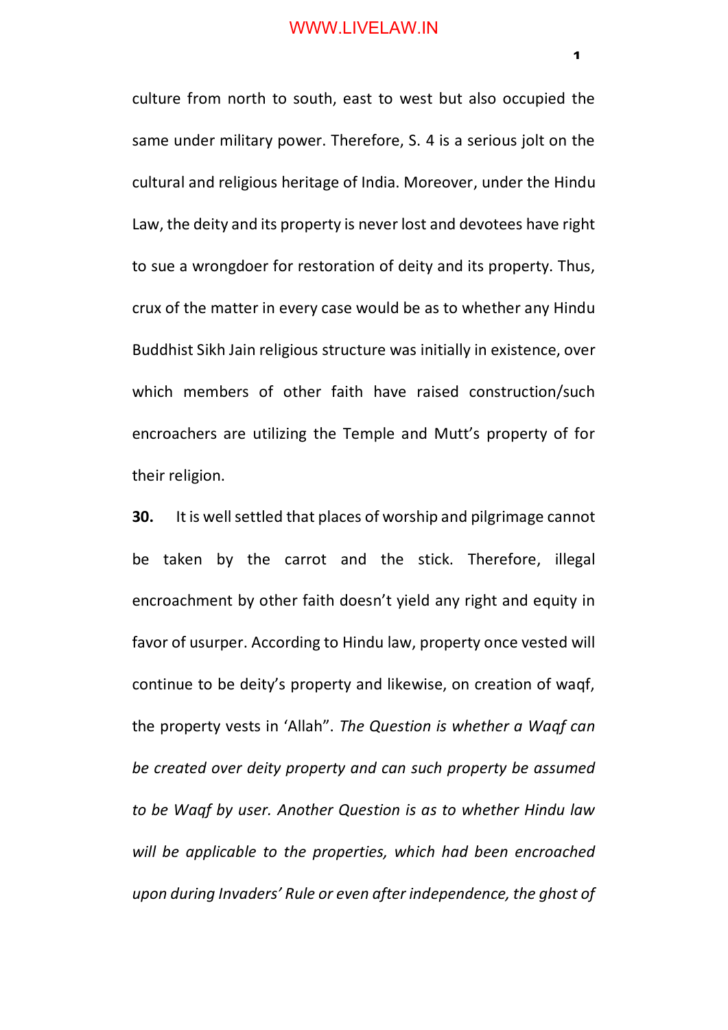culture from north to south, east to west but also occupied the same under military power. Therefore, S. 4 is a serious jolt on the cultural and religious heritage of India. Moreover, under the Hindu Law, the deity and its property is never lost and devotees have right to sue a wrongdoer for restoration of deity and its property. Thus, crux of the matter in every case would be as to whether any Hindu Buddhist Sikh Jain religious structure was initially in existence, over which members of other faith have raised construction/such encroachers are utilizing the Temple and Mutt's property of for their religion.

**30.** It is well settled that places of worship and pilgrimage cannot be taken by the carrot and the stick. Therefore, illegal encroachment by other faith doesn't yield any right and equity in favor of usurper. According to Hindu law, property once vested will continue to be deity's property and likewise, on creation of waqf, the property vests in 'Allah". *The Question is whether a Waqf can be created over deity property and can such property be assumed to be Waqf by user. Another Question is as to whether Hindu law will be applicable to the properties, which had been encroached upon during Invaders' Rule or even after independence, the ghost of*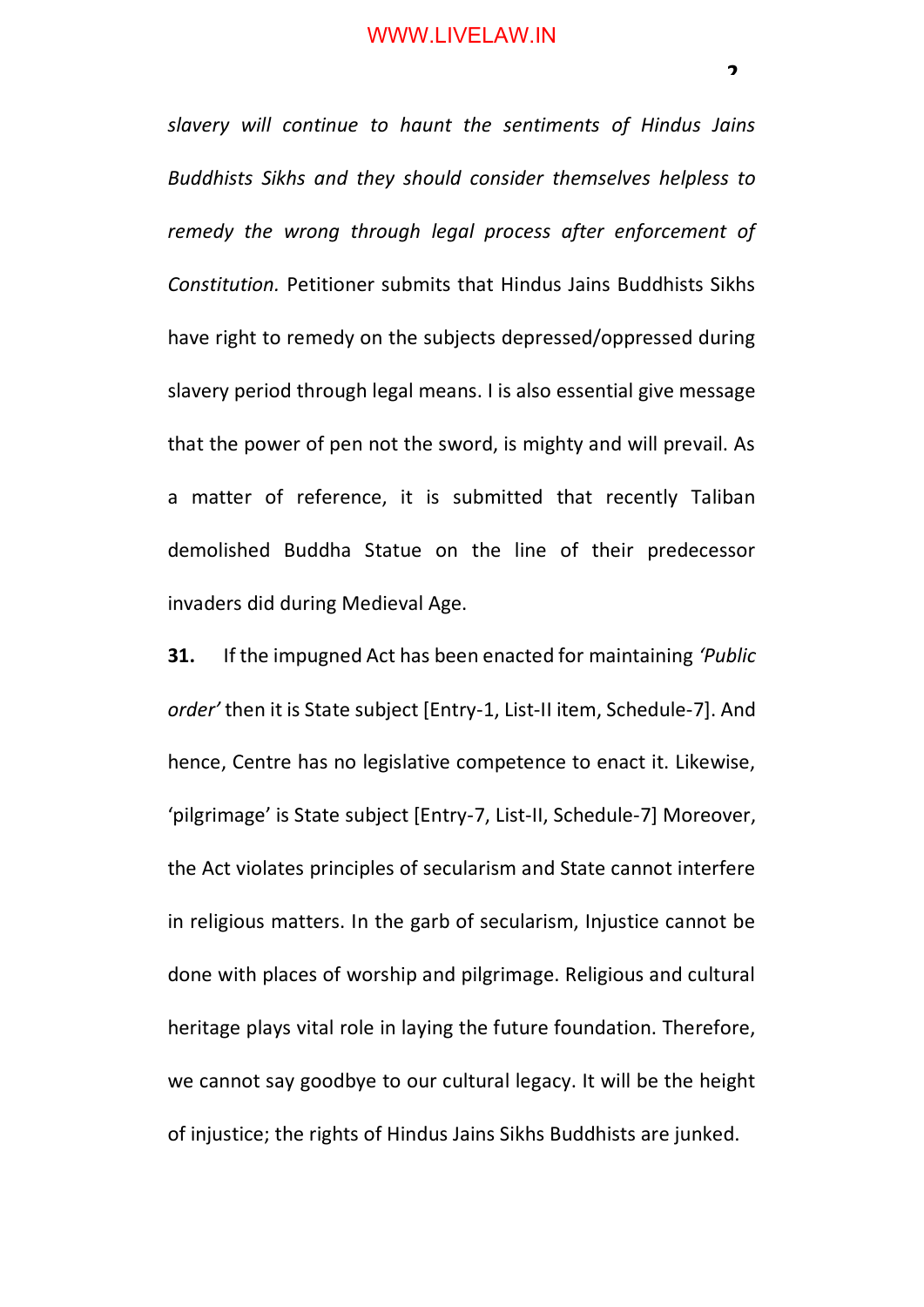*slavery will continue to haunt the sentiments of Hindus Jains Buddhists Sikhs and they should consider themselves helpless to remedy the wrong through legal process after enforcement of Constitution.* Petitioner submits that Hindus Jains Buddhists Sikhs have right to remedy on the subjects depressed/oppressed during slavery period through legal means. I is also essential give message that the power of pen not the sword, is mighty and will prevail. As a matter of reference, it is submitted that recently Taliban demolished Buddha Statue on the line of their predecessor invaders did during Medieval Age.

**31.** If the impugned Act has been enacted for maintaining *'Public order'* then it is State subject [Entry-1, List-II item, Schedule-7]. And hence, Centre has no legislative competence to enact it. Likewise, 'pilgrimage' is State subject [Entry-7, List-II, Schedule-7] Moreover, the Act violates principles of secularism and State cannot interfere in religious matters. In the garb of secularism, Injustice cannot be done with places of worship and pilgrimage. Religious and cultural heritage plays vital role in laying the future foundation. Therefore, we cannot say goodbye to our cultural legacy. It will be the height of injustice; the rights of Hindus Jains Sikhs Buddhists are junked.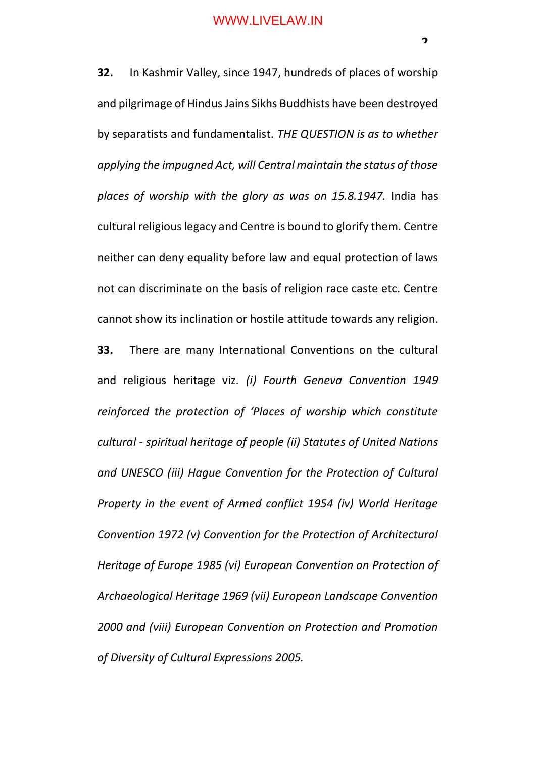**32.** In Kashmir Valley, since 1947, hundreds of places of worship and pilgrimage of Hindus Jains Sikhs Buddhists have been destroyed by separatists and fundamentalist. *THE QUESTION is as to whether applying the impugned Act, will Central maintain the status of those places of worship with the glory as was on 15.8.1947.* India has cultural religious legacy and Centre is bound to glorify them. Centre neither can deny equality before law and equal protection of laws not can discriminate on the basis of religion race caste etc. Centre cannot show its inclination or hostile attitude towards any religion.

**33.** There are many International Conventions on the cultural and religious heritage viz. *(i) Fourth Geneva Convention 1949 reinforced the protection of 'Places of worship which constitute cultural - spiritual heritage of people (ii) Statutes of United Nations and UNESCO (iii) Hague Convention for the Protection of Cultural Property in the event of Armed conflict 1954 (iv) World Heritage Convention 1972 (v) Convention for the Protection of Architectural Heritage of Europe 1985 (vi) European Convention on Protection of Archaeological Heritage 1969 (vii) European Landscape Convention 2000 and (viii) European Convention on Protection and Promotion of Diversity of Cultural Expressions 2005.*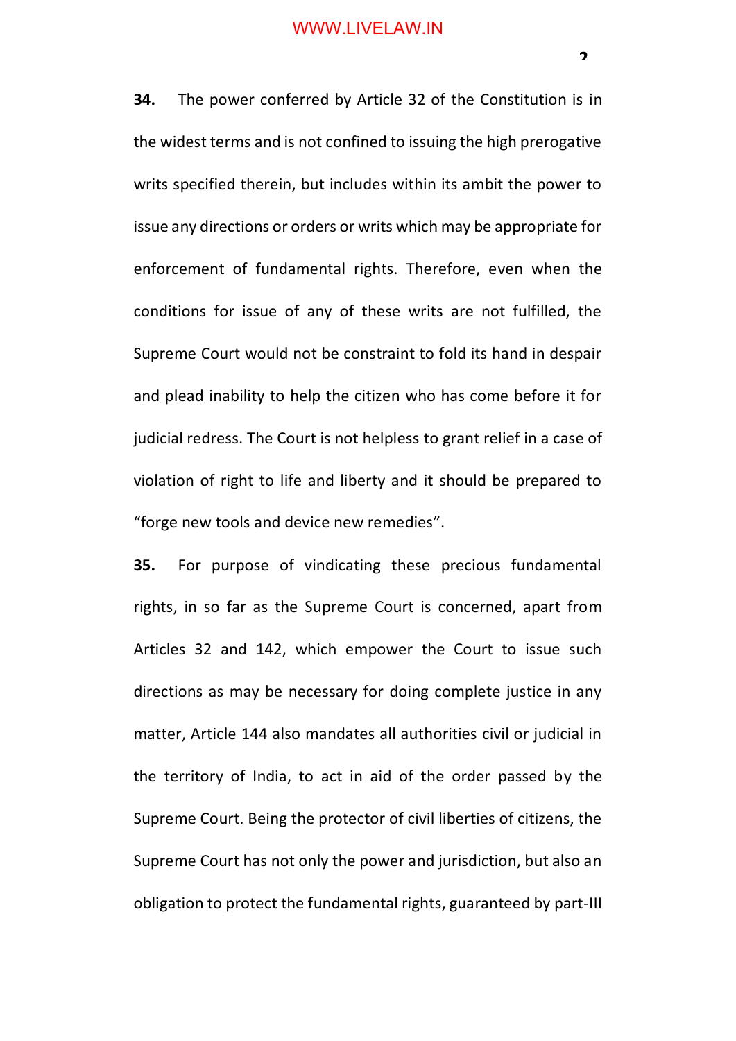**34.** The power conferred by Article 32 of the Constitution is in the widest terms and is not confined to issuing the high prerogative writs specified therein, but includes within its ambit the power to issue any directions or orders or writs which may be appropriate for enforcement of fundamental rights. Therefore, even when the conditions for issue of any of these writs are not fulfilled, the Supreme Court would not be constraint to fold its hand in despair and plead inability to help the citizen who has come before it for judicial redress. The Court is not helpless to grant relief in a case of violation of right to life and liberty and it should be prepared to "forge new tools and device new remedies".

**35.** For purpose of vindicating these precious fundamental rights, in so far as the Supreme Court is concerned, apart from Articles 32 and 142, which empower the Court to issue such directions as may be necessary for doing complete justice in any matter, Article 144 also mandates all authorities civil or judicial in the territory of India, to act in aid of the order passed by the Supreme Court. Being the protector of civil liberties of citizens, the Supreme Court has not only the power and jurisdiction, but also an obligation to protect the fundamental rights, guaranteed by part-III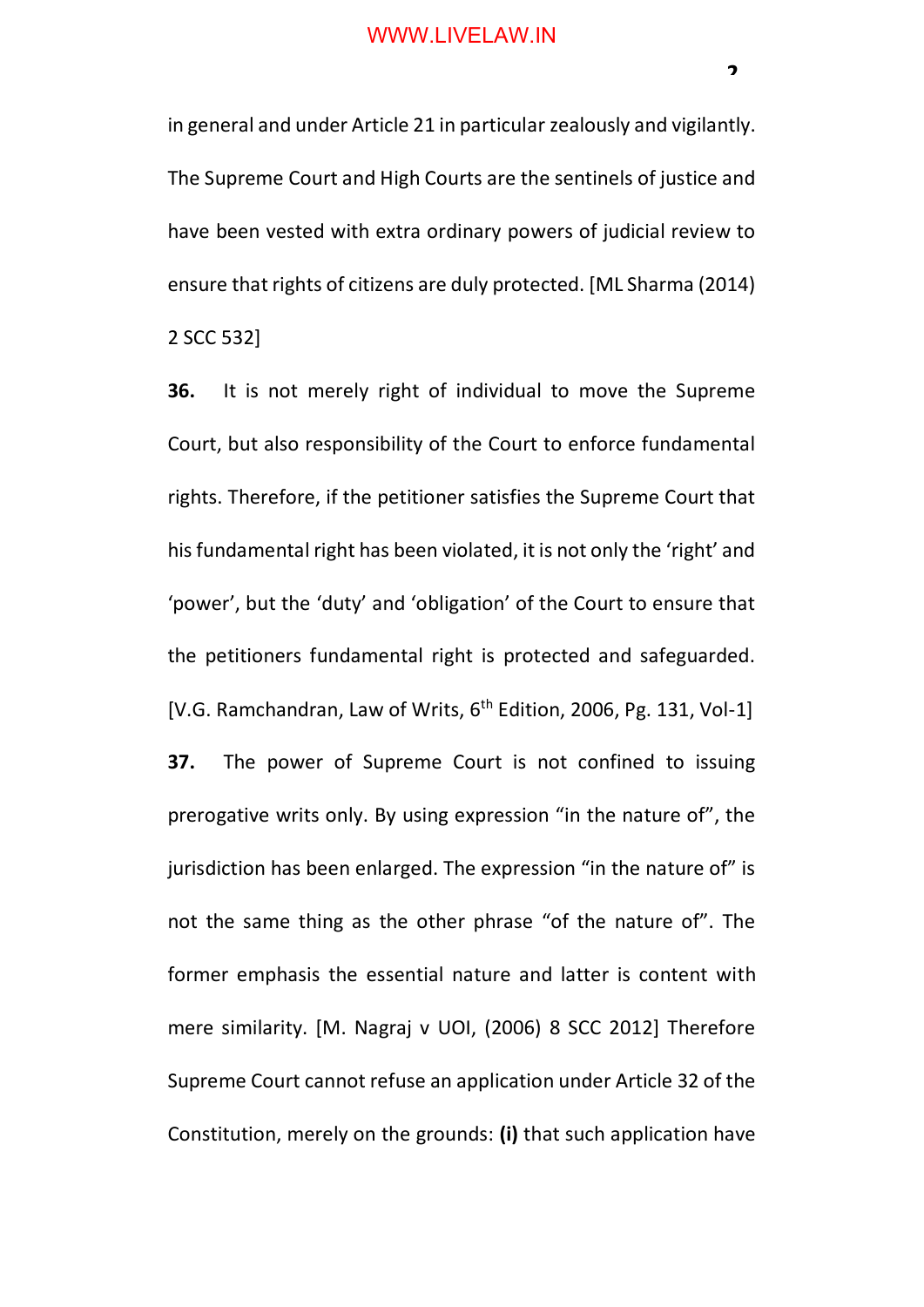in general and under Article 21 in particular zealously and vigilantly. The Supreme Court and High Courts are the sentinels of justice and have been vested with extra ordinary powers of judicial review to ensure that rights of citizens are duly protected. [ML Sharma (2014) 2 SCC 532]

**36.** It is not merely right of individual to move the Supreme Court, but also responsibility of the Court to enforce fundamental rights. Therefore, if the petitioner satisfies the Supreme Court that his fundamental right has been violated, it is not only the 'right' and 'power', but the 'duty' and 'obligation' of the Court to ensure that the petitioners fundamental right is protected and safeguarded. [V.G. Ramchandran, Law of Writs, 6th Edition, 2006, Pg. 131, Vol-1]

**37.** The power of Supreme Court is not confined to issuing prerogative writs only. By using expression "in the nature of", the jurisdiction has been enlarged. The expression "in the nature of" is not the same thing as the other phrase "of the nature of". The former emphasis the essential nature and latter is content with mere similarity. [M. Nagraj v UOI, (2006) 8 SCC 2012] Therefore Supreme Court cannot refuse an application under Article 32 of the Constitution, merely on the grounds: **(i)** that such application have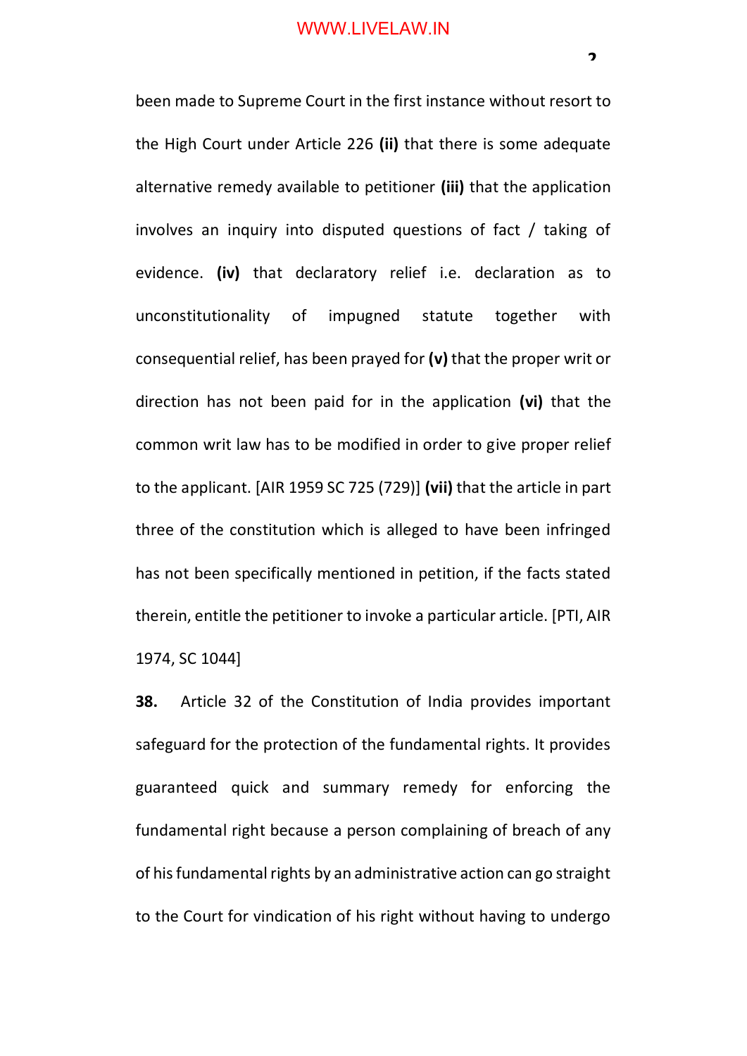been made to Supreme Court in the first instance without resort to the High Court under Article 226 **(ii)** that there is some adequate alternative remedy available to petitioner **(iii)** that the application involves an inquiry into disputed questions of fact / taking of evidence. **(iv)** that declaratory relief i.e. declaration as to unconstitutionality of impugned statute together with consequential relief, has been prayed for **(v)** that the proper writ or direction has not been paid for in the application **(vi)** that the common writ law has to be modified in order to give proper relief to the applicant. [AIR 1959 SC 725 (729)] **(vii)** that the article in part three of the constitution which is alleged to have been infringed has not been specifically mentioned in petition, if the facts stated therein, entitle the petitioner to invoke a particular article. [PTI, AIR 1974, SC 1044]

**38.** Article 32 of the Constitution of India provides important safeguard for the protection of the fundamental rights. It provides guaranteed quick and summary remedy for enforcing the fundamental right because a person complaining of breach of any of his fundamental rights by an administrative action can go straight to the Court for vindication of his right without having to undergo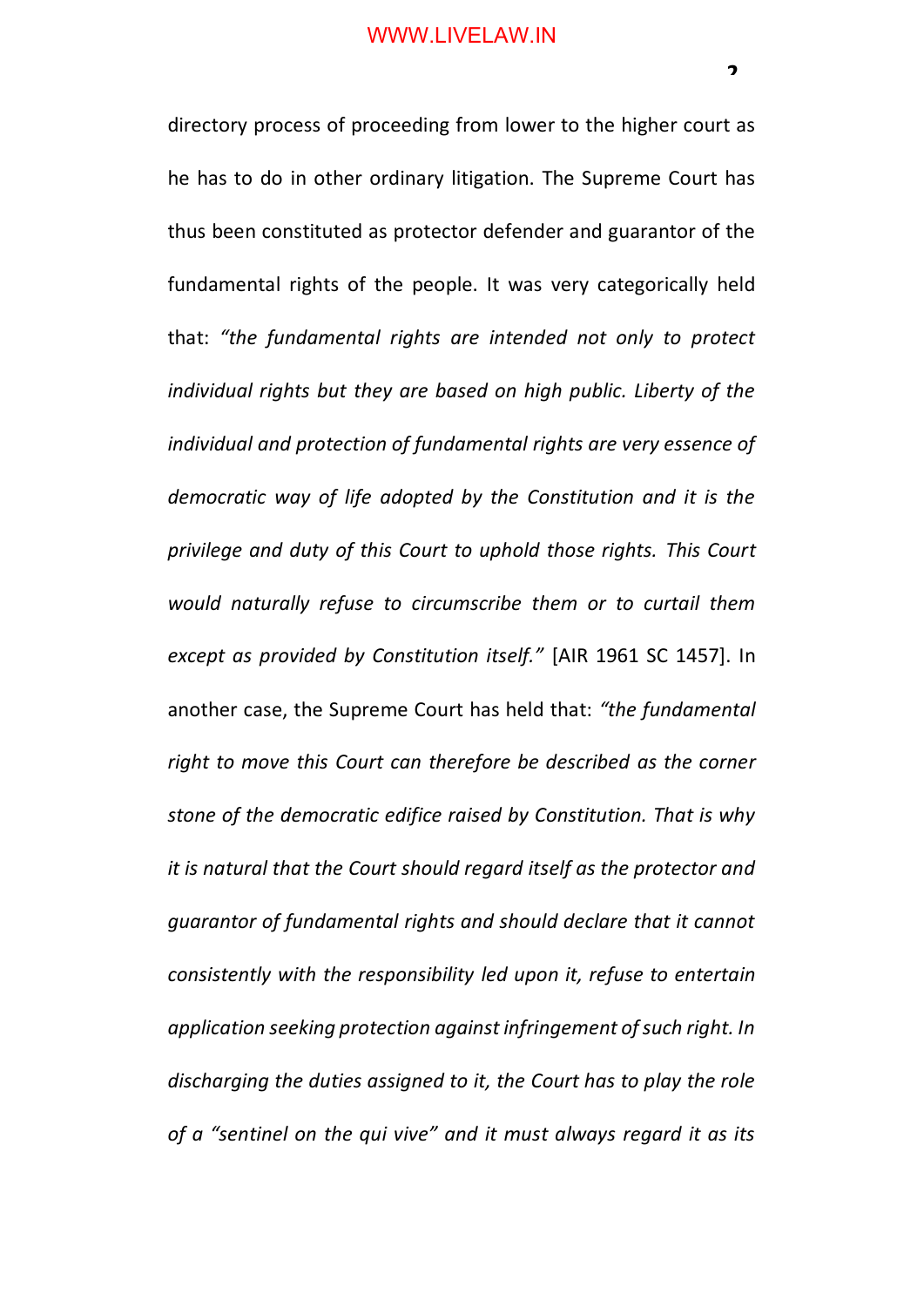directory process of proceeding from lower to the higher court as he has to do in other ordinary litigation. The Supreme Court has thus been constituted as protector defender and guarantor of the fundamental rights of the people. It was very categorically held that: *"the fundamental rights are intended not only to protect individual rights but they are based on high public. Liberty of the individual and protection of fundamental rights are very essence of democratic way of life adopted by the Constitution and it is the privilege and duty of this Court to uphold those rights. This Court would naturally refuse to circumscribe them or to curtail them except as provided by Constitution itself."* [AIR 1961 SC 1457]. In another case, the Supreme Court has held that: *"the fundamental right to move this Court can therefore be described as the corner stone of the democratic edifice raised by Constitution. That is why it is natural that the Court should regard itself as the protector and guarantor of fundamental rights and should declare that it cannot consistently with the responsibility led upon it, refuse to entertain application seeking protection against infringement of such right. In discharging the duties assigned to it, the Court has to play the role of a "sentinel on the qui vive" and it must always regard it as its*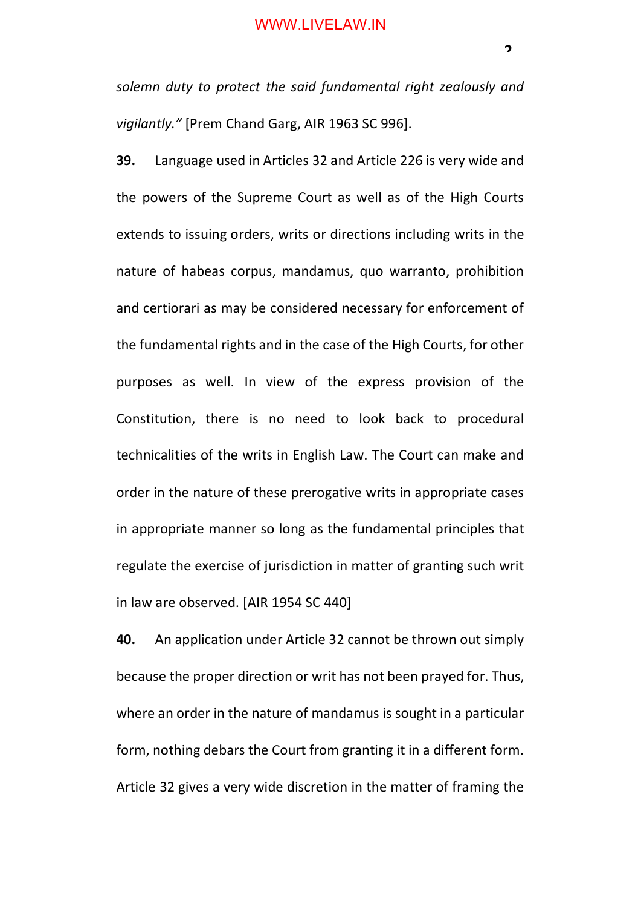*solemn duty to protect the said fundamental right zealously and vigilantly."* [Prem Chand Garg, AIR 1963 SC 996].

**39.** Language used in Articles 32 and Article 226 is very wide and the powers of the Supreme Court as well as of the High Courts extends to issuing orders, writs or directions including writs in the nature of habeas corpus, mandamus, quo warranto, prohibition and certiorari as may be considered necessary for enforcement of the fundamental rights and in the case of the High Courts, for other purposes as well. In view of the express provision of the Constitution, there is no need to look back to procedural technicalities of the writs in English Law. The Court can make and order in the nature of these prerogative writs in appropriate cases in appropriate manner so long as the fundamental principles that regulate the exercise of jurisdiction in matter of granting such writ in law are observed. [AIR 1954 SC 440]

**40.** An application under Article 32 cannot be thrown out simply because the proper direction or writ has not been prayed for. Thus, where an order in the nature of mandamus is sought in a particular form, nothing debars the Court from granting it in a different form. Article 32 gives a very wide discretion in the matter of framing the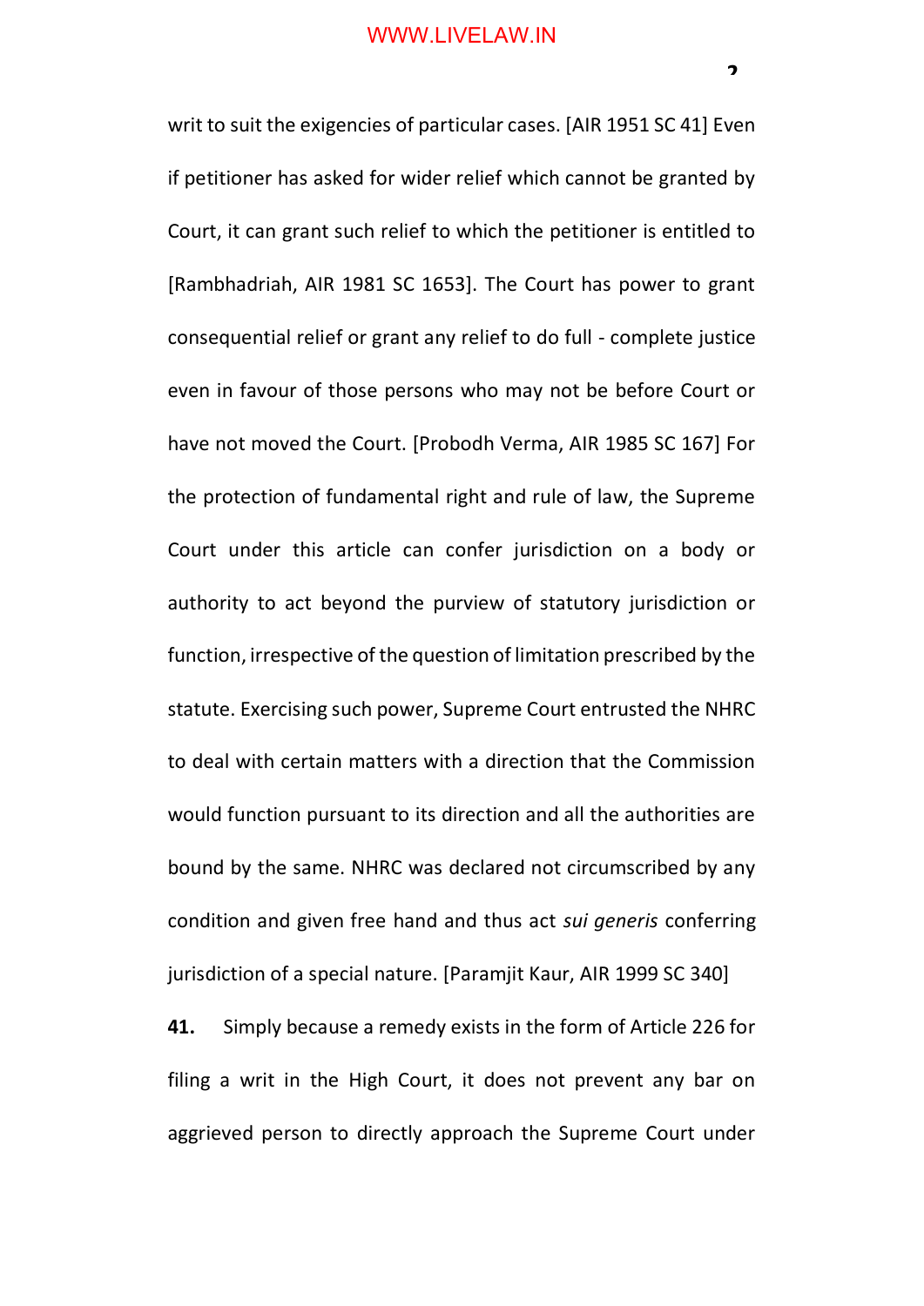writ to suit the exigencies of particular cases. [AIR 1951 SC 41] Even if petitioner has asked for wider relief which cannot be granted by Court, it can grant such relief to which the petitioner is entitled to [Rambhadriah, AIR 1981 SC 1653]. The Court has power to grant consequential relief or grant any relief to do full - complete justice even in favour of those persons who may not be before Court or have not moved the Court. [Probodh Verma, AIR 1985 SC 167] For the protection of fundamental right and rule of law, the Supreme Court under this article can confer jurisdiction on a body or authority to act beyond the purview of statutory jurisdiction or function, irrespective of the question of limitation prescribed by the statute. Exercising such power, Supreme Court entrusted the NHRC to deal with certain matters with a direction that the Commission would function pursuant to its direction and all the authorities are bound by the same. NHRC was declared not circumscribed by any condition and given free hand and thus act *sui generis* conferring jurisdiction of a special nature. [Paramjit Kaur, AIR 1999 SC 340]

**41.** Simply because a remedy exists in the form of Article 226 for filing a writ in the High Court, it does not prevent any bar on aggrieved person to directly approach the Supreme Court under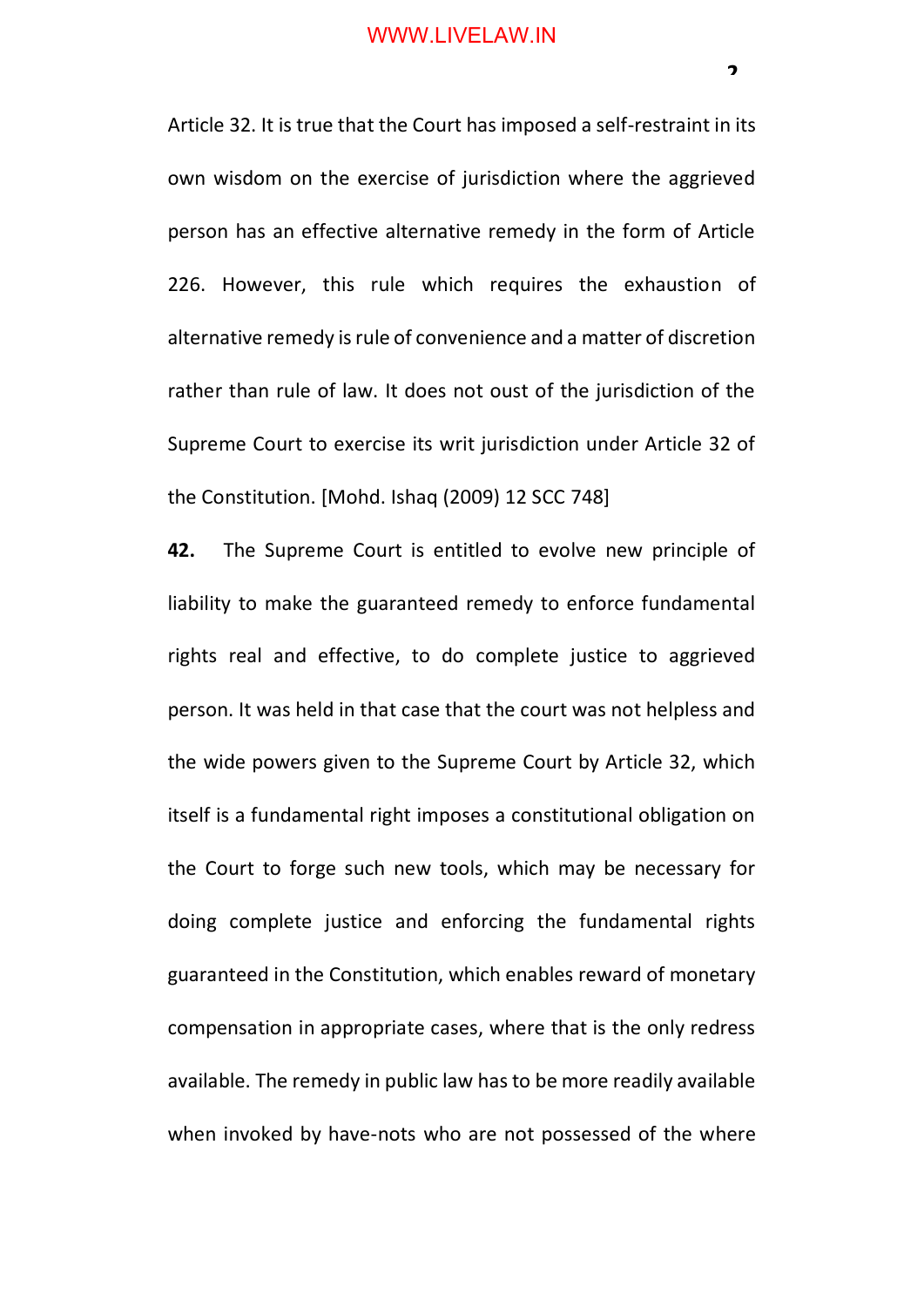Article 32. It is true that the Court has imposed a self-restraint in its own wisdom on the exercise of jurisdiction where the aggrieved person has an effective alternative remedy in the form of Article 226. However, this rule which requires the exhaustion of alternative remedy is rule of convenience and a matter of discretion rather than rule of law. It does not oust of the jurisdiction of the Supreme Court to exercise its writ jurisdiction under Article 32 of the Constitution. [Mohd. Ishaq (2009) 12 SCC 748]

**42.** The Supreme Court is entitled to evolve new principle of liability to make the guaranteed remedy to enforce fundamental rights real and effective, to do complete justice to aggrieved person. It was held in that case that the court was not helpless and the wide powers given to the Supreme Court by Article 32, which itself is a fundamental right imposes a constitutional obligation on the Court to forge such new tools, which may be necessary for doing complete justice and enforcing the fundamental rights guaranteed in the Constitution, which enables reward of monetary compensation in appropriate cases, where that is the only redress available. The remedy in public law has to be more readily available when invoked by have-nots who are not possessed of the where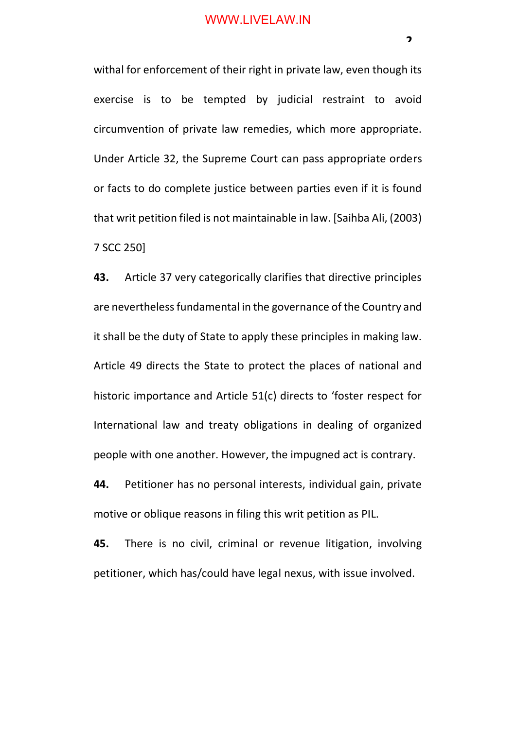withal for enforcement of their right in private law, even though its exercise is to be tempted by judicial restraint to avoid circumvention of private law remedies, which more appropriate. Under Article 32, the Supreme Court can pass appropriate orders or facts to do complete justice between parties even if it is found that writ petition filed is not maintainable in law. [Saihba Ali, (2003) 7 SCC 250]

**43.** Article 37 very categorically clarifies that directive principles are nevertheless fundamental in the governance of the Country and it shall be the duty of State to apply these principles in making law. Article 49 directs the State to protect the places of national and historic importance and Article 51(c) directs to 'foster respect for International law and treaty obligations in dealing of organized people with one another. However, the impugned act is contrary.

**44.** Petitioner has no personal interests, individual gain, private motive or oblique reasons in filing this writ petition as PIL.

**45.** There is no civil, criminal or revenue litigation, involving petitioner, which has/could have legal nexus, with issue involved.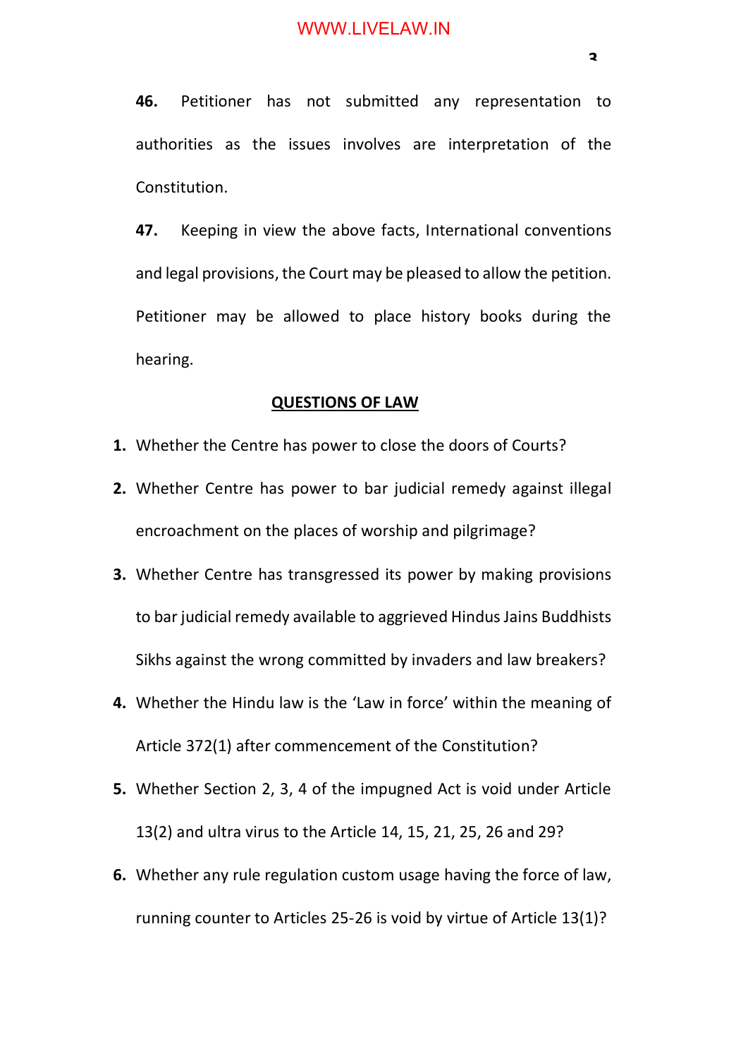**46.** Petitioner has not submitted any representation to authorities as the issues involves are interpretation of the Constitution.

**47.** Keeping in view the above facts, International conventions and legal provisions, the Court may be pleased to allow the petition. Petitioner may be allowed to place history books during the hearing.

## QUESTIONS OF LAW

1. Whether the Centre has power to close the doors of Courts?
2. Whether Centre has power to bar judicial remedy against illegal encroachment on the places of worship and pilgrimage?
3. Whether Centre has transgressed its power by making provisions to bar judicial remedy available to aggrieved Hindus Jains Buddhists Sikhs against the wrong committed by invaders and law breakers?
4. Whether the Hindu law is the 'Law in force' within the meaning of Article 372(1) after commencement of the Constitution?
5. Whether Section 2, 3, 4 of the impugned Act is void under Article 13(2) and ultra virus to the Article 14, 15, 21, 25, 26 and 29?
6. Whether any rule regulation custom usage having the force of law, running counter to Articles 25-26 is void by virtue of Article 13(1)?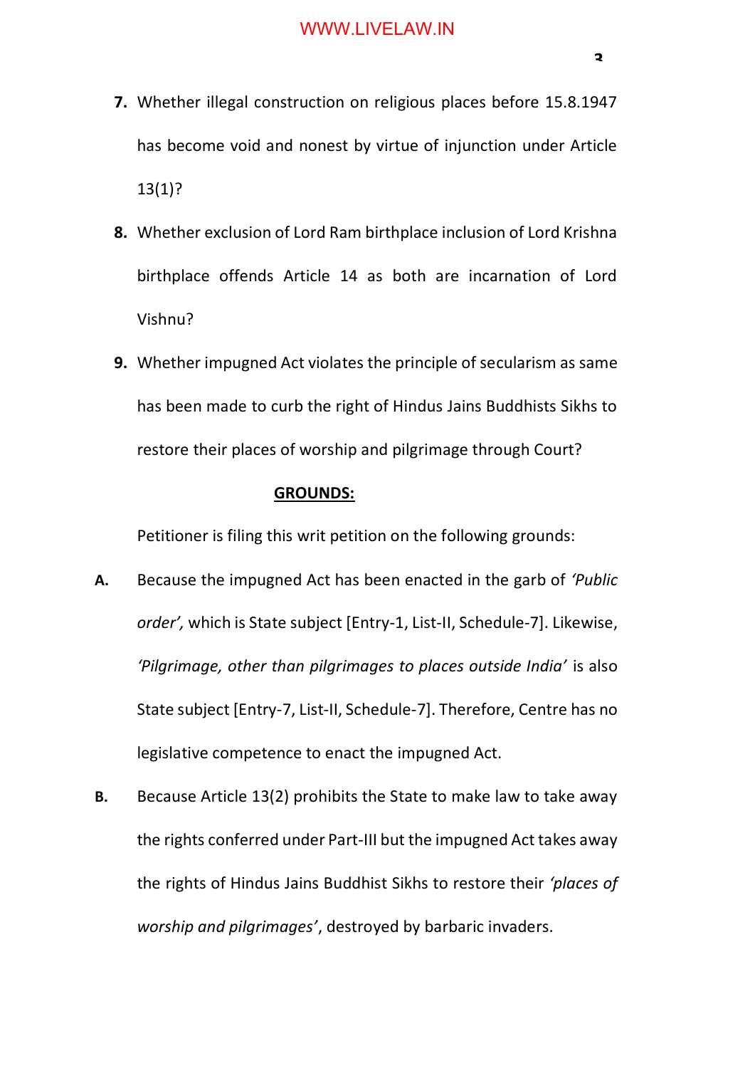7. Whether illegal construction on religious places before 15.8.1947 has become void and nonest by virtue of injunction under Article 13(1)?

8. Whether exclusion of Lord Ram birthplace inclusion of Lord Krishna birthplace offends Article 14 as both are incarnation of Lord Vishnu?

9. Whether impugned Act violates the principle of secularism as same has been made to curb the right of Hindus Jains Buddhists Sikhs to restore their places of worship and pilgrimage through Court?

**GROUNDS:**

Petitioner is filing this writ petition on the following grounds:

A. Because the impugned Act has been enacted in the garb of *'Public order',* which is State subject [Entry-1, List-II, Schedule-7]. Likewise, *'Pilgrimage, other than pilgrimages to places outside India'* is also State subject [Entry-7, List-II, Schedule-7]. Therefore, Centre has no legislative competence to enact the impugned Act.

B. Because Article 13(2) prohibits the State to make law to take away the rights conferred under Part-III but the impugned Act takes away the rights of Hindus Jains Buddhist Sikhs to restore their *'places of worship and pilgrimages'*, destroyed by barbaric invaders.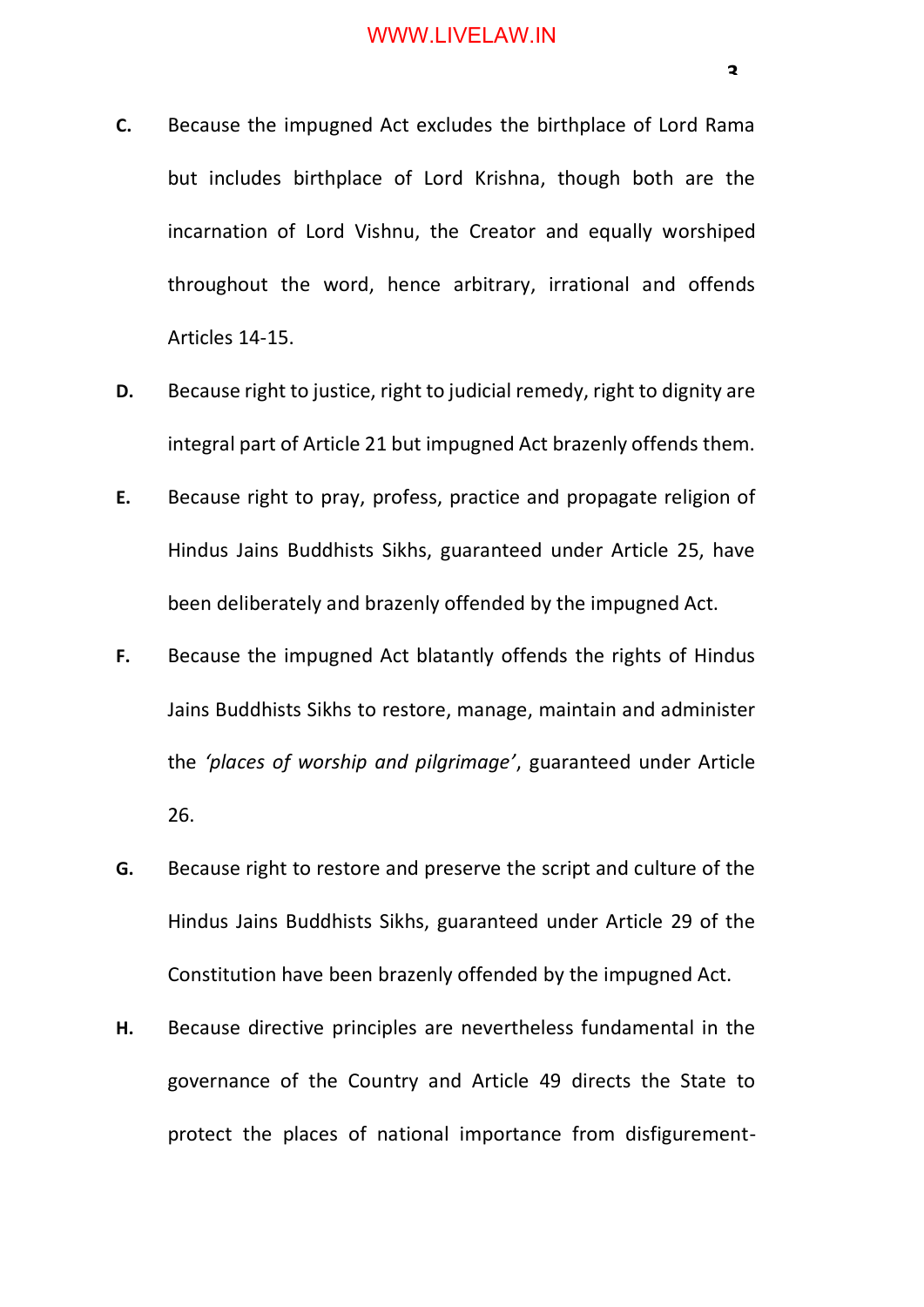**C.** Because the impugned Act excludes the birthplace of Lord Rama but includes birthplace of Lord Krishna, though both are the incarnation of Lord Vishnu, the Creator and equally worshiped throughout the word, hence arbitrary, irrational and offends Articles 14-15.

**D.** Because right to justice, right to judicial remedy, right to dignity are integral part of Article 21 but impugned Act brazenly offends them.

**E.** Because right to pray, profess, practice and propagate religion of Hindus Jains Buddhists Sikhs, guaranteed under Article 25, have been deliberately and brazenly offended by the impugned Act.

**F.** Because the impugned Act blatantly offends the rights of Hindus Jains Buddhists Sikhs to restore, manage, maintain and administer the *'places of worship and pilgrimage'*, guaranteed under Article 26.

**G.** Because right to restore and preserve the script and culture of the Hindus Jains Buddhists Sikhs, guaranteed under Article 29 of the Constitution have been brazenly offended by the impugned Act.

**H.** Because directive principles are nevertheless fundamental in the governance of the Country and Article 49 directs the State to protect the places of national importance from disfigurement-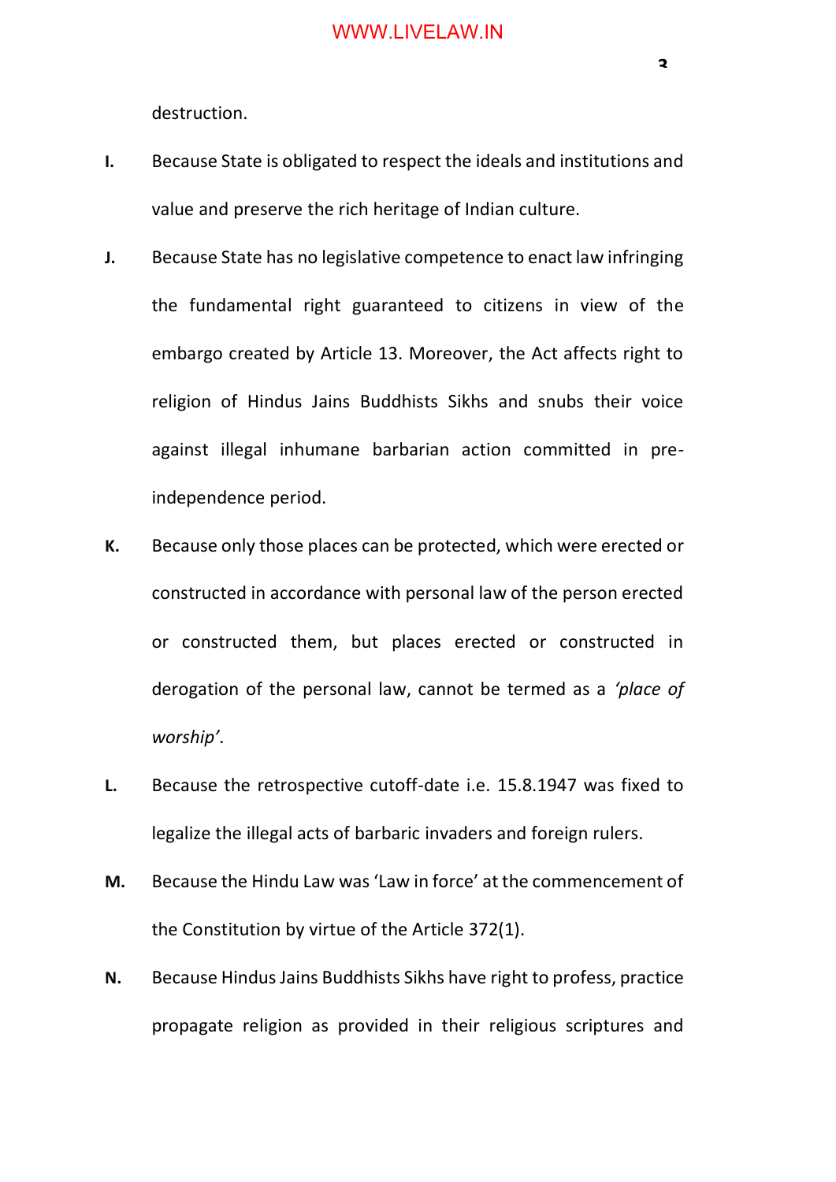destruction.

**I.** Because State is obligated to respect the ideals and institutions and value and preserve the rich heritage of Indian culture.

**J.** Because State has no legislative competence to enact law infringing the fundamental right guaranteed to citizens in view of the embargo created by Article 13. Moreover, the Act affects right to religion of Hindus Jains Buddhists Sikhs and snubs their voice against illegal inhumane barbarian action committed in pre-independence period.

**K.** Because only those places can be protected, which were erected or constructed in accordance with personal law of the person erected or constructed them, but places erected or constructed in derogation of the personal law, cannot be termed as a *'place of worship'*.

**L.** Because the retrospective cutoff-date i.e. 15.8.1947 was fixed to legalize the illegal acts of barbaric invaders and foreign rulers.

**M.** Because the Hindu Law was 'Law in force' at the commencement of the Constitution by virtue of the Article 372(1).

**N.** Because Hindus Jains Buddhists Sikhs have right to profess, practice propagate religion as provided in their religious scriptures and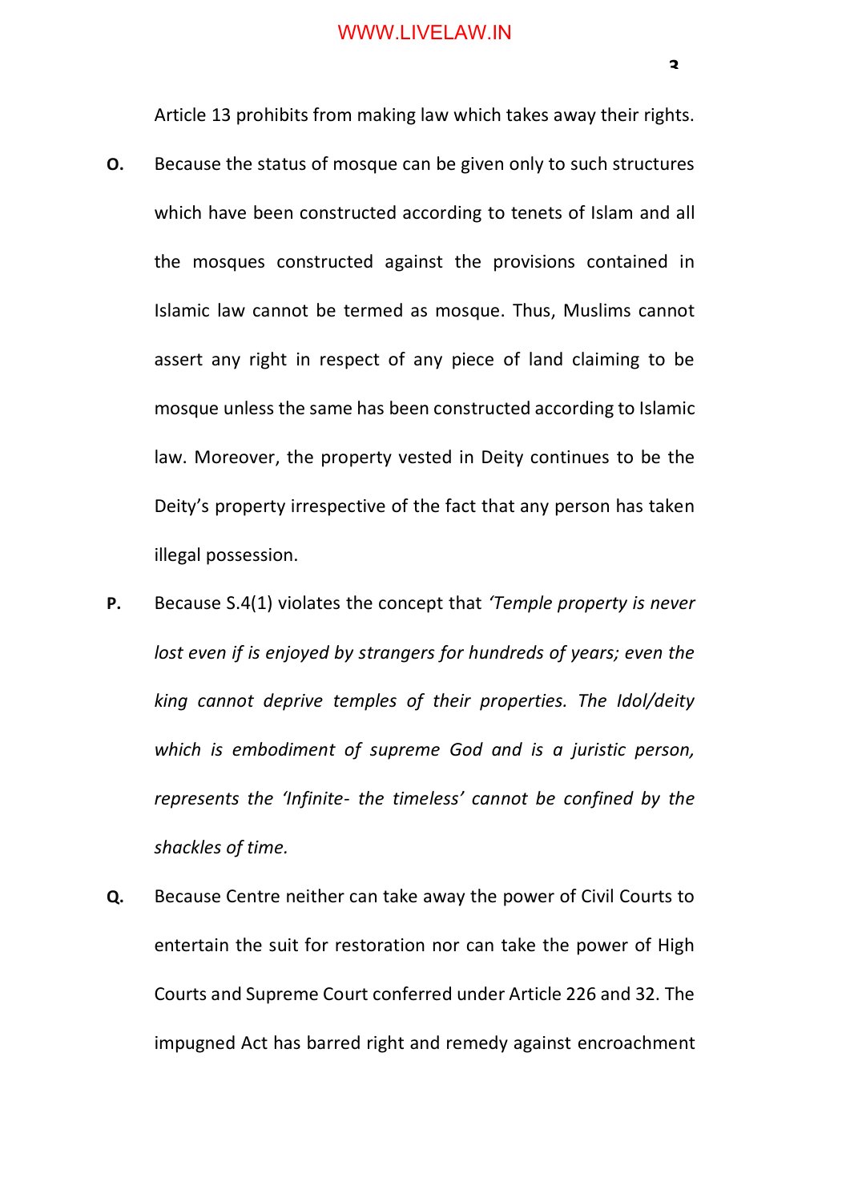Article 13 prohibits from making law which takes away their rights.

**O.** Because the status of mosque can be given only to such structures which have been constructed according to tenets of Islam and all the mosques constructed against the provisions contained in Islamic law cannot be termed as mosque. Thus, Muslims cannot assert any right in respect of any piece of land claiming to be mosque unless the same has been constructed according to Islamic law. Moreover, the property vested in Deity continues to be the Deity's property irrespective of the fact that any person has taken illegal possession.

**P.** Because S.4(1) violates the concept that *'Temple property is never lost even if is enjoyed by strangers for hundreds of years; even the king cannot deprive temples of their properties. The Idol/deity which is embodiment of supreme God and is a juristic person, represents the 'Infinite- the timeless' cannot be confined by the shackles of time.*

**Q.** Because Centre neither can take away the power of Civil Courts to entertain the suit for restoration nor can take the power of High Courts and Supreme Court conferred under Article 226 and 32. The impugned Act has barred right and remedy against encroachment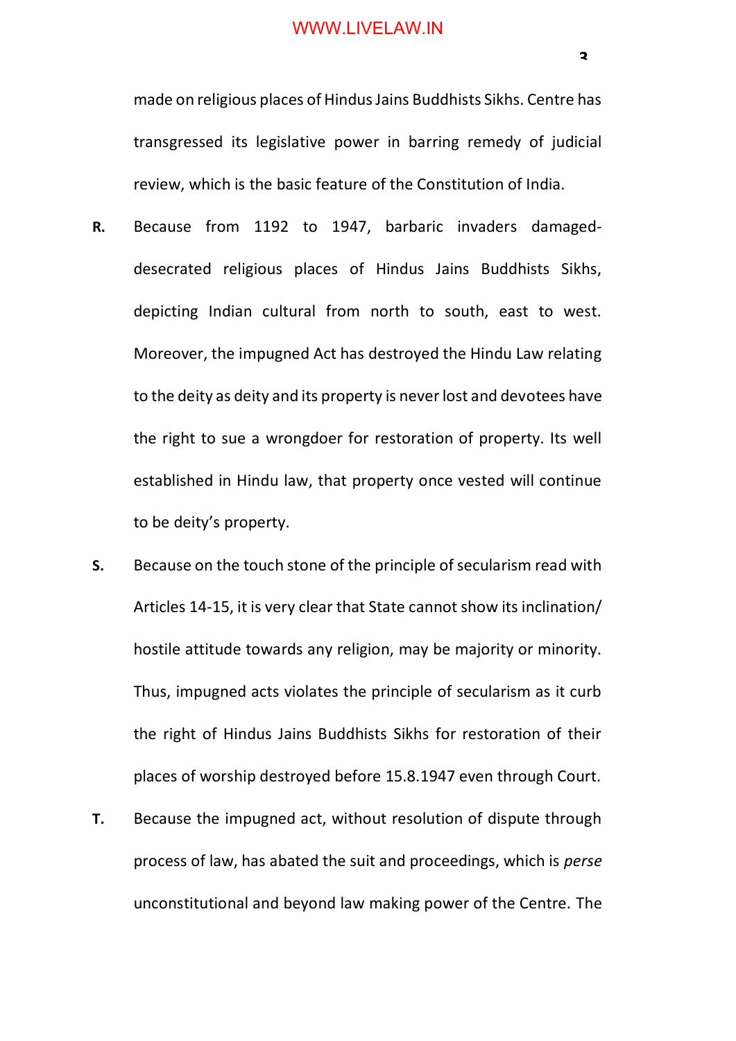made on religious places of Hindus Jains Buddhists Sikhs. Centre has transgressed its legislative power in barring remedy of judicial review, which is the basic feature of the Constitution of India.

**R.** Because from 1192 to 1947, barbaric invaders damaged-desecrated religious places of Hindus Jains Buddhists Sikhs, depicting Indian cultural from north to south, east to west. Moreover, the impugned Act has destroyed the Hindu Law relating to the deity as deity and its property is never lost and devotees have the right to sue a wrongdoer for restoration of property. Its well established in Hindu law, that property once vested will continue to be deity's property.

**S.** Because on the touch stone of the principle of secularism read with Articles 14-15, it is very clear that State cannot show its inclination/ hostile attitude towards any religion, may be majority or minority. Thus, impugned acts violates the principle of secularism as it curb the right of Hindus Jains Buddhists Sikhs for restoration of their places of worship destroyed before 15.8.1947 even through Court.

**T.** Because the impugned act, without resolution of dispute through process of law, has abated the suit and proceedings, which is *perse* unconstitutional and beyond law making power of the Centre. The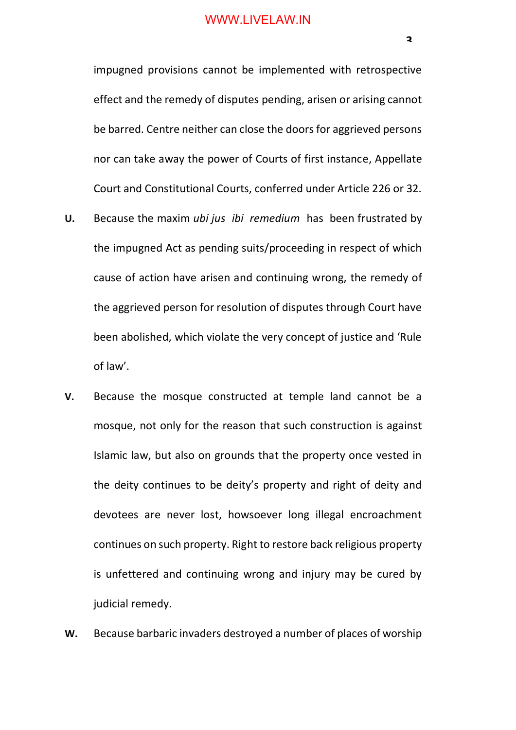impugned provisions cannot be implemented with retrospective effect and the remedy of disputes pending, arisen or arising cannot be barred. Centre neither can close the doors for aggrieved persons nor can take away the power of Courts of first instance, Appellate Court and Constitutional Courts, conferred under Article 226 or 32.

**U.** Because the maxim *ubi jus ibi remedium* has been frustrated by the impugned Act as pending suits/proceeding in respect of which cause of action have arisen and continuing wrong, the remedy of the aggrieved person for resolution of disputes through Court have been abolished, which violate the very concept of justice and 'Rule of law'.

**V.** Because the mosque constructed at temple land cannot be a mosque, not only for the reason that such construction is against Islamic law, but also on grounds that the property once vested in the deity continues to be deity's property and right of deity and devotees are never lost, howsoever long illegal encroachment continues on such property. Right to restore back religious property is unfettered and continuing wrong and injury may be cured by judicial remedy.

**W.** Because barbaric invaders destroyed a number of places of worship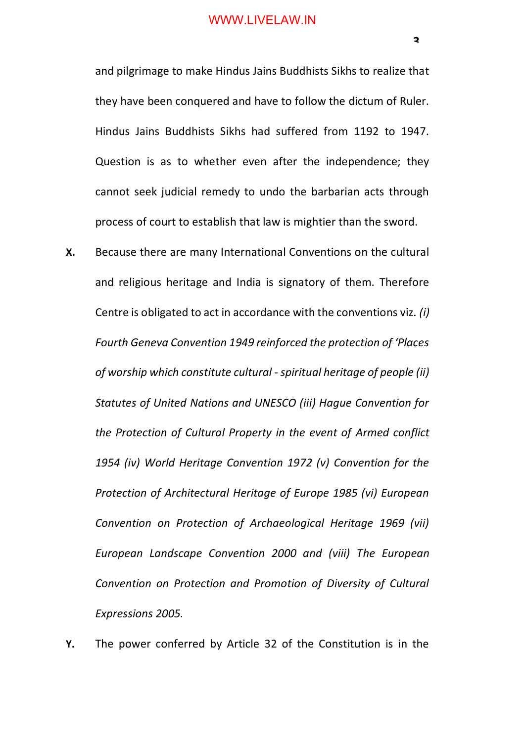and pilgrimage to make Hindus Jains Buddhists Sikhs to realize that they have been conquered and have to follow the dictum of Ruler. Hindus Jains Buddhists Sikhs had suffered from 1192 to 1947. Question is as to whether even after the independence; they cannot seek judicial remedy to undo the barbarian acts through process of court to establish that law is mightier than the sword.

**X.** Because there are many International Conventions on the cultural and religious heritage and India is signatory of them. Therefore Centre is obligated to act in accordance with the conventions viz. *(i) Fourth Geneva Convention 1949 reinforced the protection of 'Places of worship which constitute cultural - spiritual heritage of people (ii) Statutes of United Nations and UNESCO (iii) Hague Convention for the Protection of Cultural Property in the event of Armed conflict 1954 (iv) World Heritage Convention 1972 (v) Convention for the Protection of Architectural Heritage of Europe 1985 (vi) European Convention on Protection of Archaeological Heritage 1969 (vii) European Landscape Convention 2000 and (viii) The European Convention on Protection and Promotion of Diversity of Cultural Expressions 2005.*

**Y.** The power conferred by Article 32 of the Constitution is in the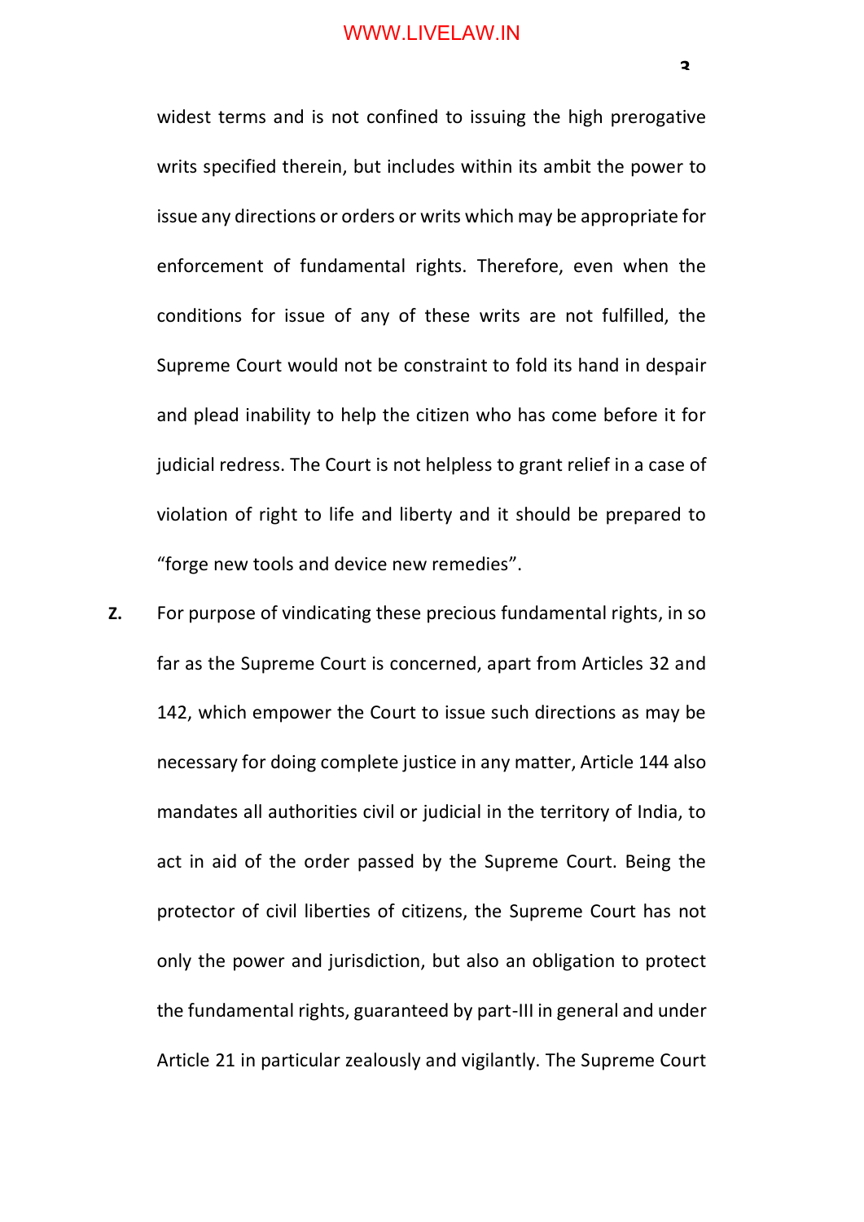widest terms and is not confined to issuing the high prerogative writs specified therein, but includes within its ambit the power to issue any directions or orders or writs which may be appropriate for enforcement of fundamental rights. Therefore, even when the conditions for issue of any of these writs are not fulfilled, the Supreme Court would not be constraint to fold its hand in despair and plead inability to help the citizen who has come before it for judicial redress. The Court is not helpless to grant relief in a case of violation of right to life and liberty and it should be prepared to "forge new tools and device new remedies".

**Z.** For purpose of vindicating these precious fundamental rights, in so far as the Supreme Court is concerned, apart from Articles 32 and 142, which empower the Court to issue such directions as may be necessary for doing complete justice in any matter, Article 144 also mandates all authorities civil or judicial in the territory of India, to act in aid of the order passed by the Supreme Court. Being the protector of civil liberties of citizens, the Supreme Court has not only the power and jurisdiction, but also an obligation to protect the fundamental rights, guaranteed by part-III in general and under Article 21 in particular zealously and vigilantly. The Supreme Court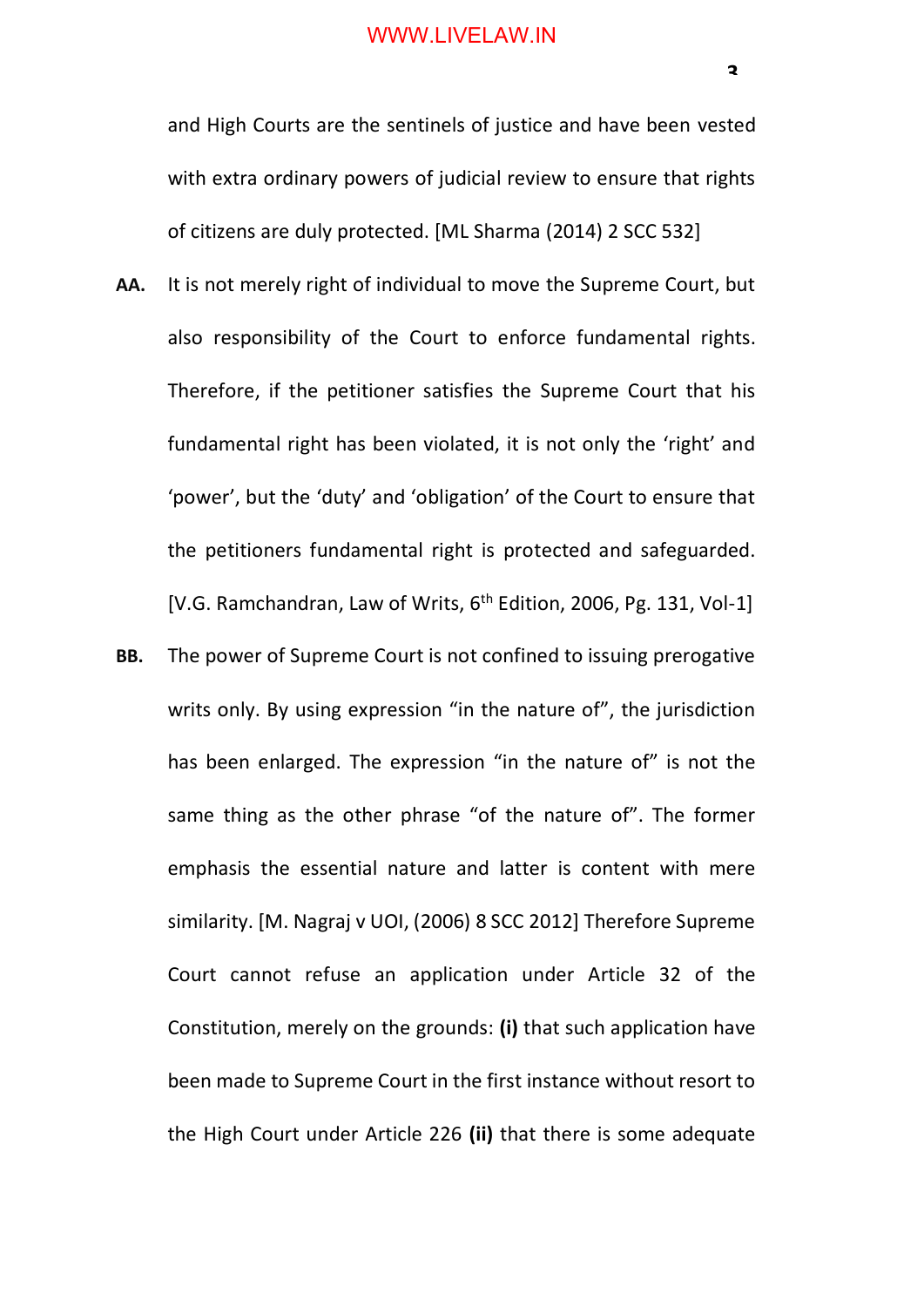and High Courts are the sentinels of justice and have been vested with extra ordinary powers of judicial review to ensure that rights of citizens are duly protected. [ML Sharma (2014) 2 SCC 532]

**AA.** It is not merely right of individual to move the Supreme Court, but also responsibility of the Court to enforce fundamental rights. Therefore, if the petitioner satisfies the Supreme Court that his fundamental right has been violated, it is not only the 'right' and 'power', but the 'duty' and 'obligation' of the Court to ensure that the petitioners fundamental right is protected and safeguarded. [V.G. Ramchandran, Law of Writs, 6th Edition, 2006, Pg. 131, Vol-1]

**BB.** The power of Supreme Court is not confined to issuing prerogative writs only. By using expression "in the nature of", the jurisdiction has been enlarged. The expression "in the nature of" is not the same thing as the other phrase "of the nature of". The former emphasis the essential nature and latter is content with mere similarity. [M. Nagraj v UOI, (2006) 8 SCC 2012] Therefore Supreme Court cannot refuse an application under Article 32 of the Constitution, merely on the grounds: **(i)** that such application have been made to Supreme Court in the first instance without resort to the High Court under Article 226 **(ii)** that there is some adequate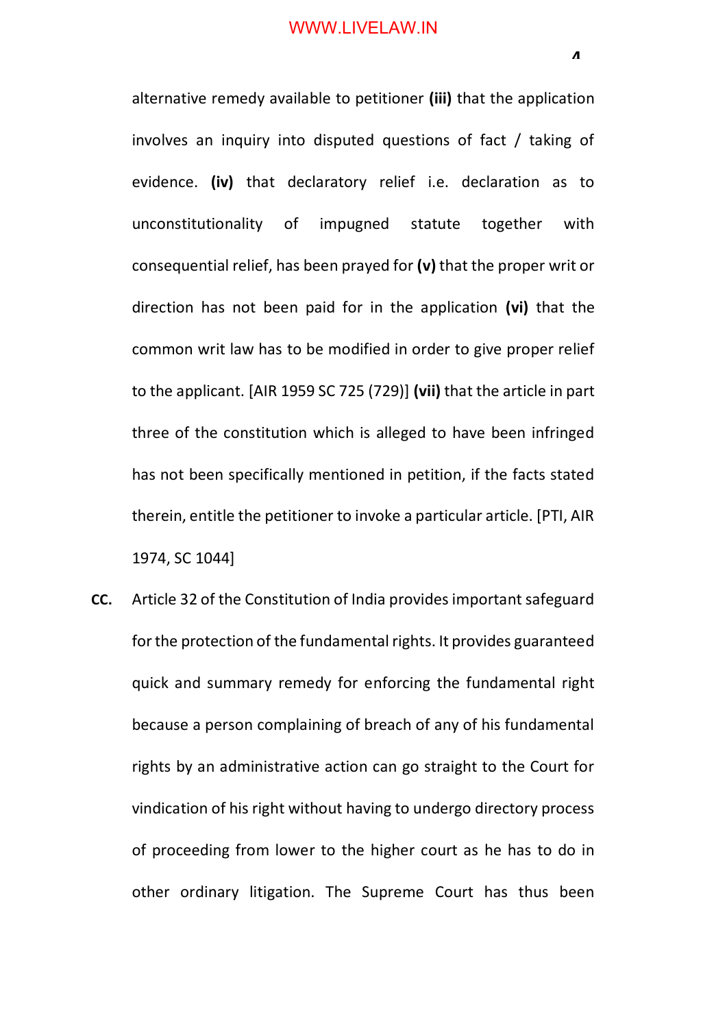alternative remedy available to petitioner **(iii)** that the application involves an inquiry into disputed questions of fact / taking of evidence. **(iv)** that declaratory relief i.e. declaration as to unconstitutionality of impugned statute together with consequential relief, has been prayed for **(v)** that the proper writ or direction has not been paid for in the application **(vi)** that the common writ law has to be modified in order to give proper relief to the applicant. [AIR 1959 SC 725 (729)] **(vii)** that the article in part three of the constitution which is alleged to have been infringed has not been specifically mentioned in petition, if the facts stated therein, entitle the petitioner to invoke a particular article. [PTI, AIR 1974, SC 1044]

**CC.** Article 32 of the Constitution of India provides important safeguard for the protection of the fundamental rights. It provides guaranteed quick and summary remedy for enforcing the fundamental right because a person complaining of breach of any of his fundamental rights by an administrative action can go straight to the Court for vindication of his right without having to undergo directory process of proceeding from lower to the higher court as he has to do in other ordinary litigation. The Supreme Court has thus been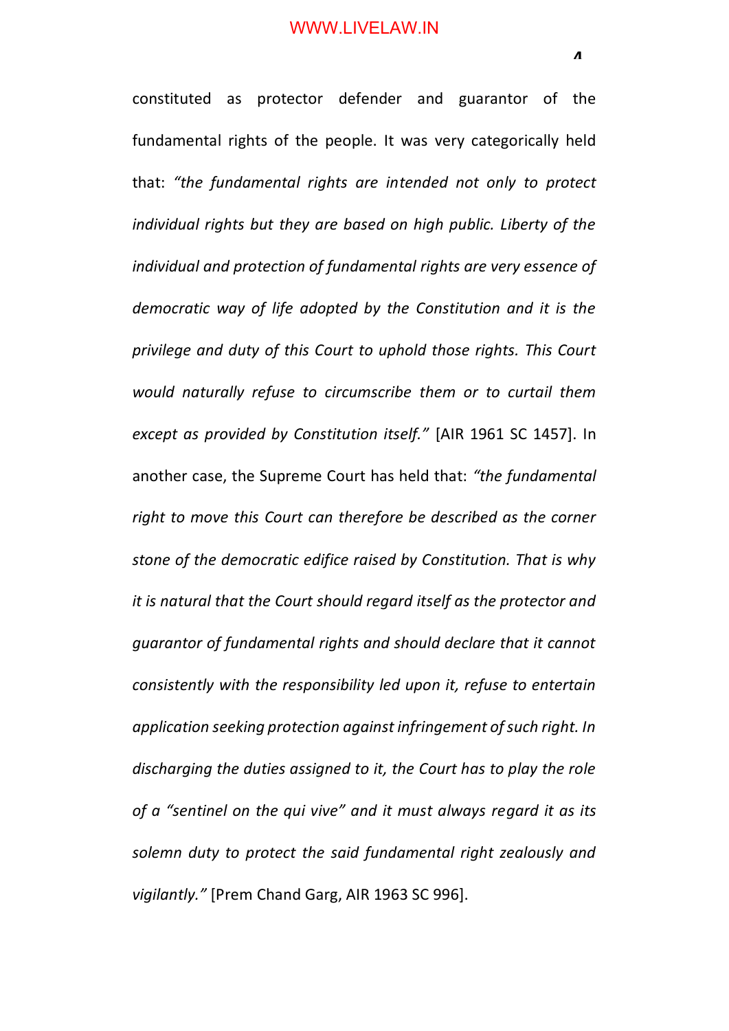constituted as protector defender and guarantor of the fundamental rights of the people. It was very categorically held that: *"the fundamental rights are intended not only to protect individual rights but they are based on high public. Liberty of the individual and protection of fundamental rights are very essence of democratic way of life adopted by the Constitution and it is the privilege and duty of this Court to uphold those rights. This Court would naturally refuse to circumscribe them or to curtail them except as provided by Constitution itself."* [AIR 1961 SC 1457]. In another case, the Supreme Court has held that: *"the fundamental right to move this Court can therefore be described as the corner stone of the democratic edifice raised by Constitution. That is why it is natural that the Court should regard itself as the protector and guarantor of fundamental rights and should declare that it cannot consistently with the responsibility led upon it, refuse to entertain application seeking protection against infringement of such right. In discharging the duties assigned to it, the Court has to play the role of a "sentinel on the qui vive" and it must always regard it as its solemn duty to protect the said fundamental right zealously and vigilantly."* [Prem Chand Garg, AIR 1963 SC 996].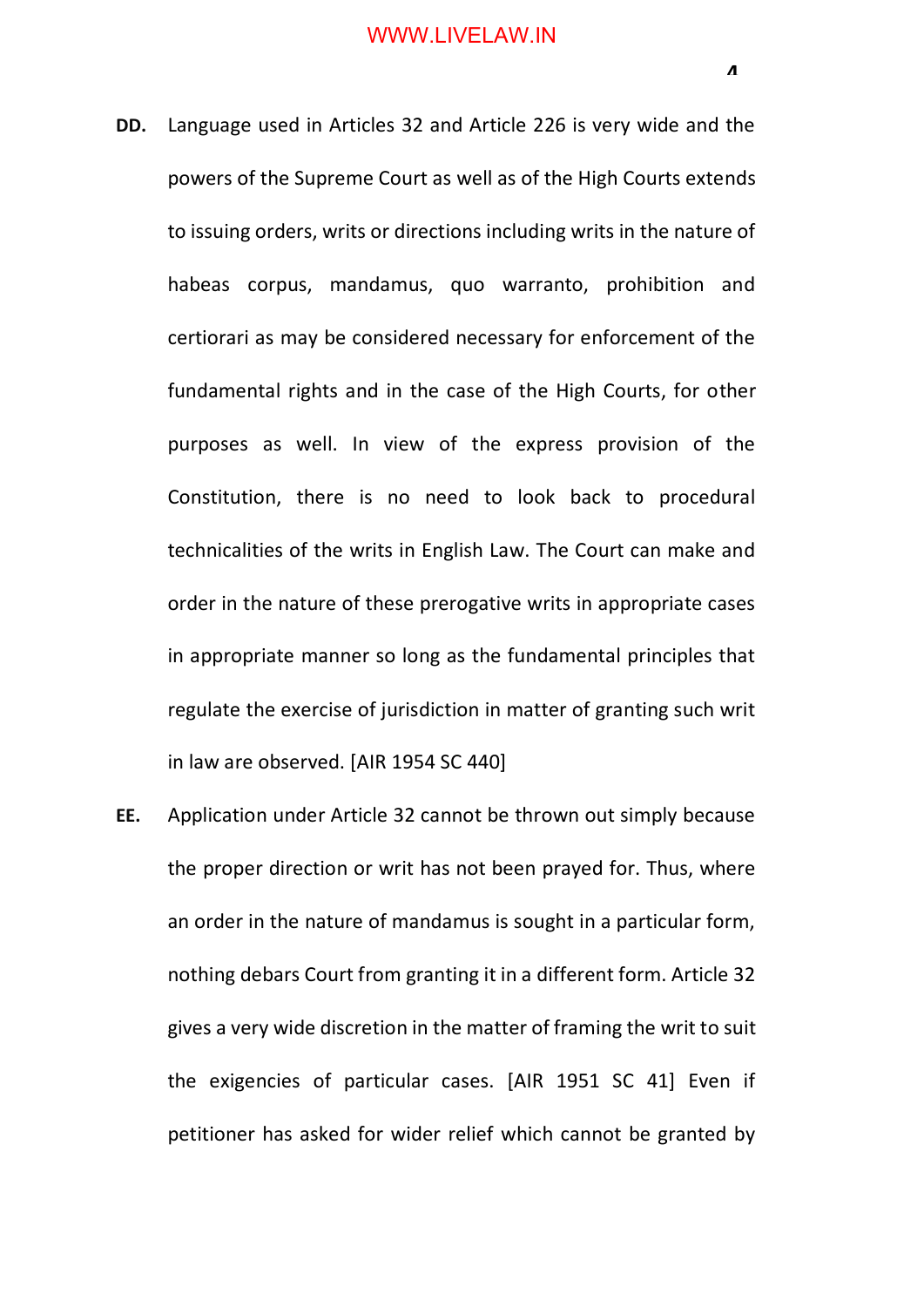**DD.** Language used in Articles 32 and Article 226 is very wide and the powers of the Supreme Court as well as of the High Courts extends to issuing orders, writs or directions including writs in the nature of habeas corpus, mandamus, quo warranto, prohibition and certiorari as may be considered necessary for enforcement of the fundamental rights and in the case of the High Courts, for other purposes as well. In view of the express provision of the Constitution, there is no need to look back to procedural technicalities of the writs in English Law. The Court can make and order in the nature of these prerogative writs in appropriate cases in appropriate manner so long as the fundamental principles that regulate the exercise of jurisdiction in matter of granting such writ in law are observed. [AIR 1954 SC 440]

**EE.** Application under Article 32 cannot be thrown out simply because the proper direction or writ has not been prayed for. Thus, where an order in the nature of mandamus is sought in a particular form, nothing debars Court from granting it in a different form. Article 32 gives a very wide discretion in the matter of framing the writ to suit the exigencies of particular cases. [AIR 1951 SC 41] Even if petitioner has asked for wider relief which cannot be granted by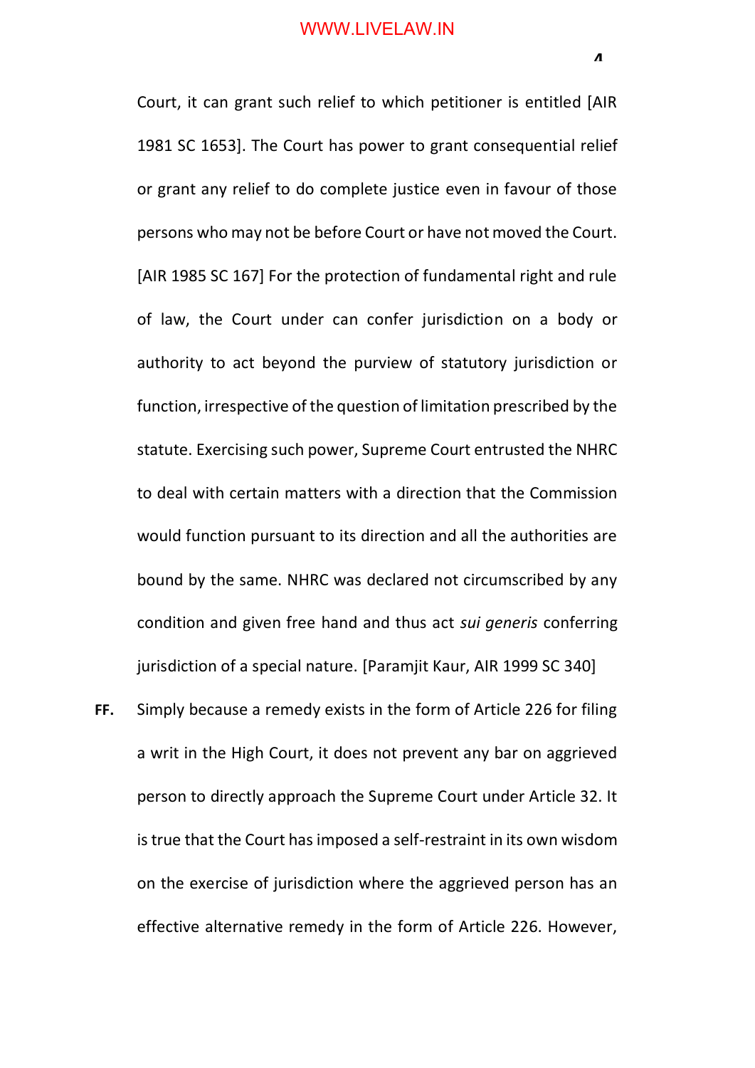Court, it can grant such relief to which petitioner is entitled [AIR 1981 SC 1653]. The Court has power to grant consequential relief or grant any relief to do complete justice even in favour of those persons who may not be before Court or have not moved the Court. [AIR 1985 SC 167] For the protection of fundamental right and rule of law, the Court under can confer jurisdiction on a body or authority to act beyond the purview of statutory jurisdiction or function, irrespective of the question of limitation prescribed by the statute. Exercising such power, Supreme Court entrusted the NHRC to deal with certain matters with a direction that the Commission would function pursuant to its direction and all the authorities are bound by the same. NHRC was declared not circumscribed by any condition and given free hand and thus act *sui generis* conferring jurisdiction of a special nature. [Paramjit Kaur, AIR 1999 SC 340]

**FF.** Simply because a remedy exists in the form of Article 226 for filing a writ in the High Court, it does not prevent any bar on aggrieved person to directly approach the Supreme Court under Article 32. It is true that the Court has imposed a self-restraint in its own wisdom on the exercise of jurisdiction where the aggrieved person has an effective alternative remedy in the form of Article 226. However,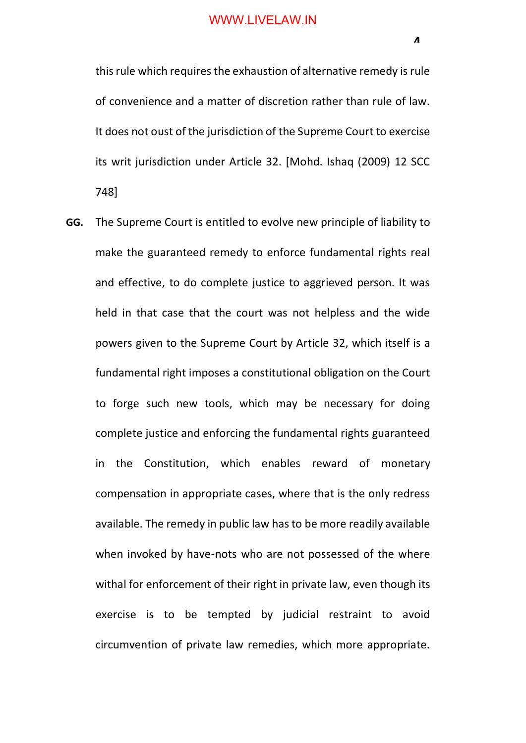this rule which requires the exhaustion of alternative remedy is rule of convenience and a matter of discretion rather than rule of law. It does not oust of the jurisdiction of the Supreme Court to exercise its writ jurisdiction under Article 32. [Mohd. Ishaq (2009) 12 SCC 748]

**GG.** The Supreme Court is entitled to evolve new principle of liability to make the guaranteed remedy to enforce fundamental rights real and effective, to do complete justice to aggrieved person. It was held in that case that the court was not helpless and the wide powers given to the Supreme Court by Article 32, which itself is a fundamental right imposes a constitutional obligation on the Court to forge such new tools, which may be necessary for doing complete justice and enforcing the fundamental rights guaranteed in the Constitution, which enables reward of monetary compensation in appropriate cases, where that is the only redress available. The remedy in public law has to be more readily available when invoked by have-nots who are not possessed of the where withal for enforcement of their right in private law, even though its exercise is to be tempted by judicial restraint to avoid circumvention of private law remedies, which more appropriate.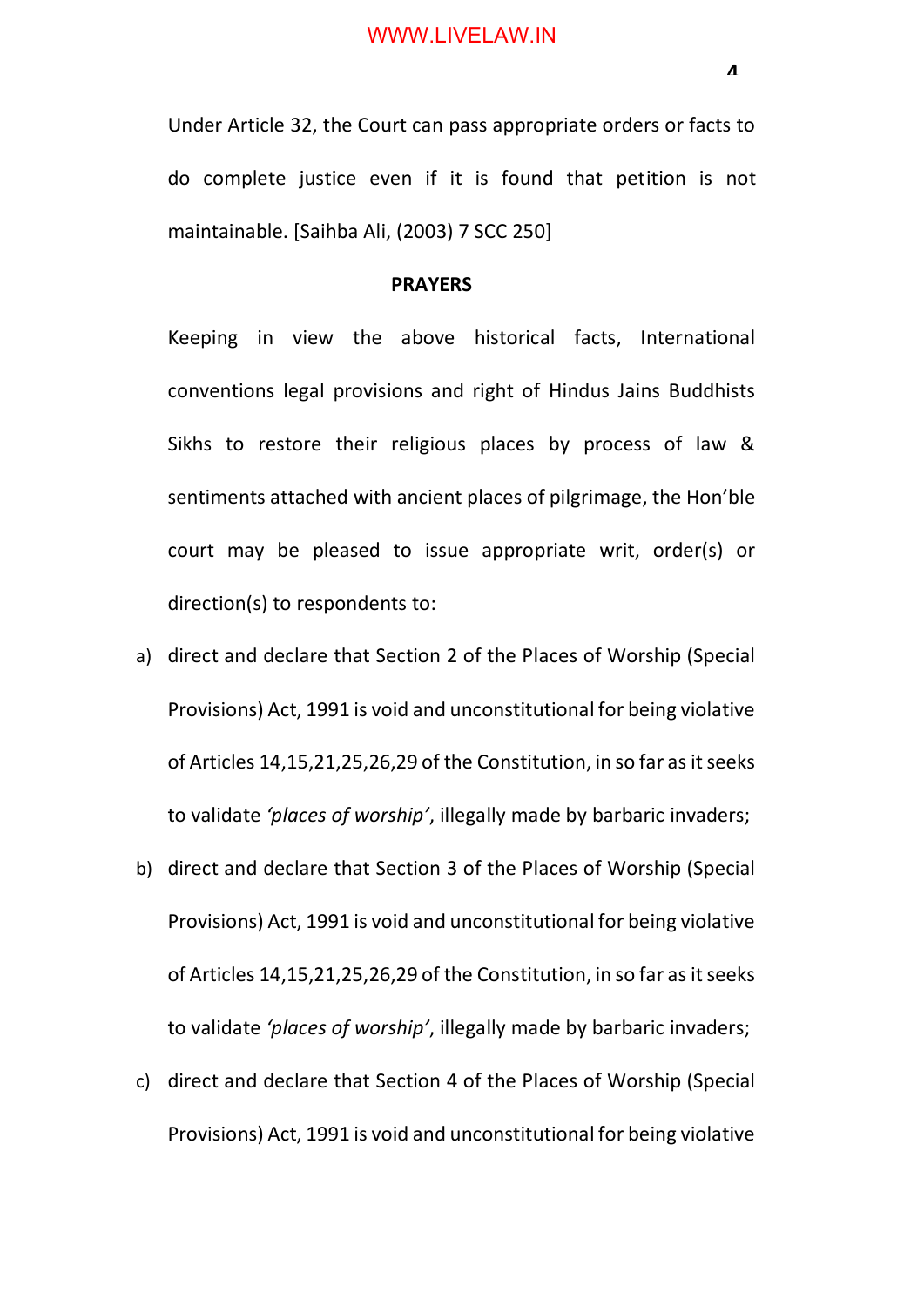Under Article 32, the Court can pass appropriate orders or facts to do complete justice even if it is found that petition is not maintainable. [Saihba Ali, (2003) 7 SCC 250]

**PRAYERS**

Keeping in view the above historical facts, International conventions legal provisions and right of Hindus Jains Buddhists Sikhs to restore their religious places by process of law & sentiments attached with ancient places of pilgrimage, the Hon'ble court may be pleased to issue appropriate writ, order(s) or direction(s) to respondents to:

a) direct and declare that Section 2 of the Places of Worship (Special Provisions) Act, 1991 is void and unconstitutional for being violative of Articles 14,15,21,25,26,29 of the Constitution, in so far as it seeks to validate *'places of worship'*, illegally made by barbaric invaders;

b) direct and declare that Section 3 of the Places of Worship (Special Provisions) Act, 1991 is void and unconstitutional for being violative of Articles 14,15,21,25,26,29 of the Constitution, in so far as it seeks to validate *'places of worship'*, illegally made by barbaric invaders;

c) direct and declare that Section 4 of the Places of Worship (Special Provisions) Act, 1991 is void and unconstitutional for being violative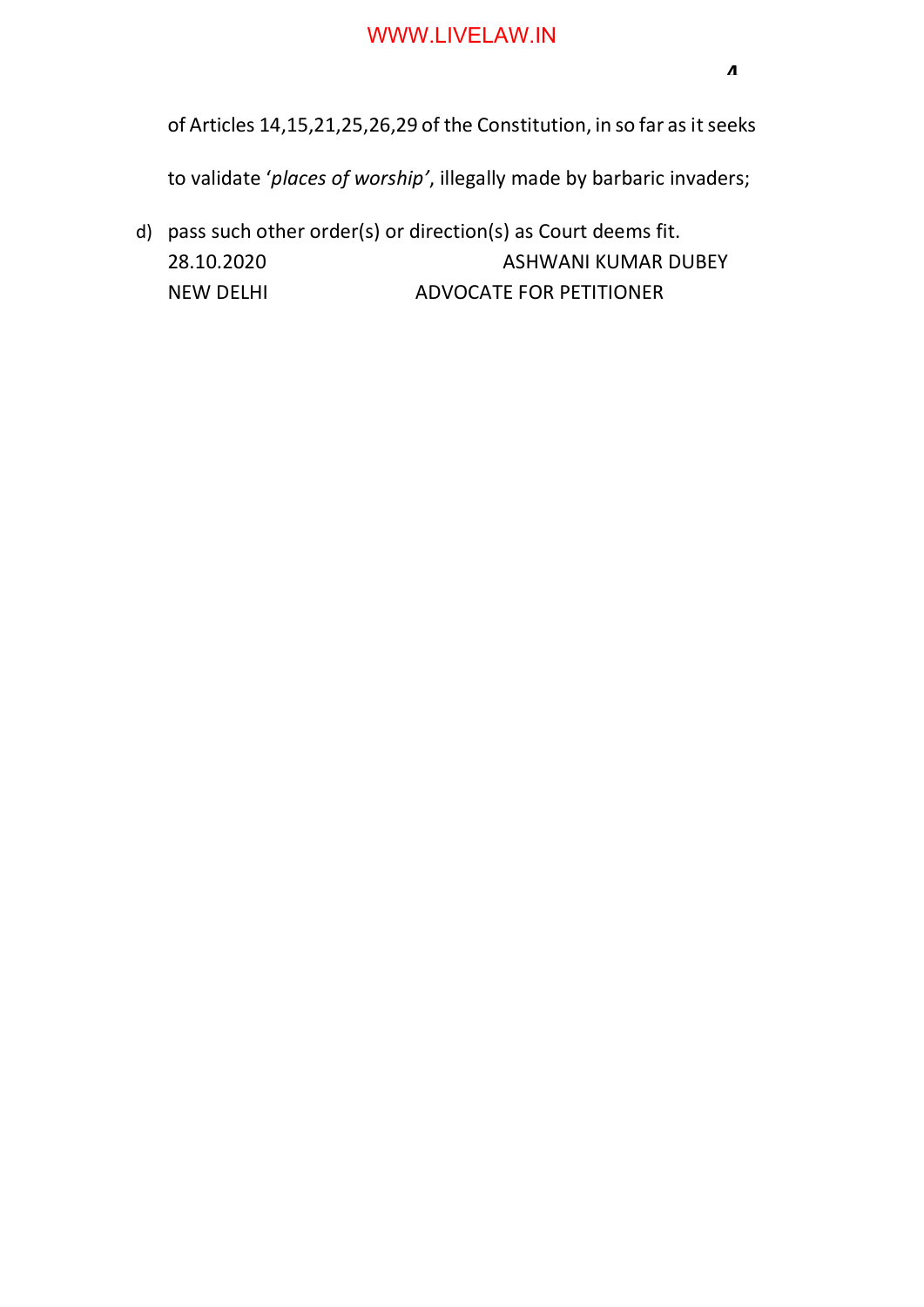of Articles 14,15,21,25,26,29 of the Constitution, in so far as it seeks to validate '*places of worship'*, illegally made by barbaric invaders;

d) pass such other order(s) or direction(s) as Court deems fit.

28.10.2020 ASHWANI KUMAR DUBEY

NEW DELHI ADVOCATE FOR PETITIONER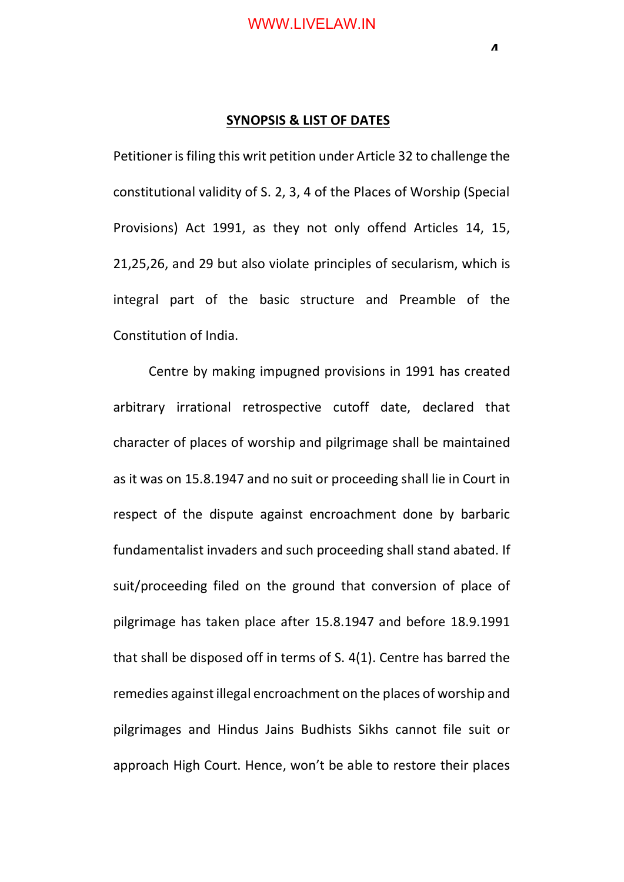## SYNOPSIS & LIST OF DATES

Petitioner is filing this writ petition under Article 32 to challenge the constitutional validity of S. 2, 3, 4 of the Places of Worship (Special Provisions) Act 1991, as they not only offend Articles 14, 15, 21,25,26, and 29 but also violate principles of secularism, which is integral part of the basic structure and Preamble of the Constitution of India.

Centre by making impugned provisions in 1991 has created arbitrary irrational retrospective cutoff date, declared that character of places of worship and pilgrimage shall be maintained as it was on 15.8.1947 and no suit or proceeding shall lie in Court in respect of the dispute against encroachment done by barbaric fundamentalist invaders and such proceeding shall stand abated. If suit/proceeding filed on the ground that conversion of place of pilgrimage has taken place after 15.8.1947 and before 18.9.1991 that shall be disposed off in terms of S. 4(1). Centre has barred the remedies against illegal encroachment on the places of worship and pilgrimages and Hindus Jains Budhists Sikhs cannot file suit or approach High Court. Hence, won't be able to restore their places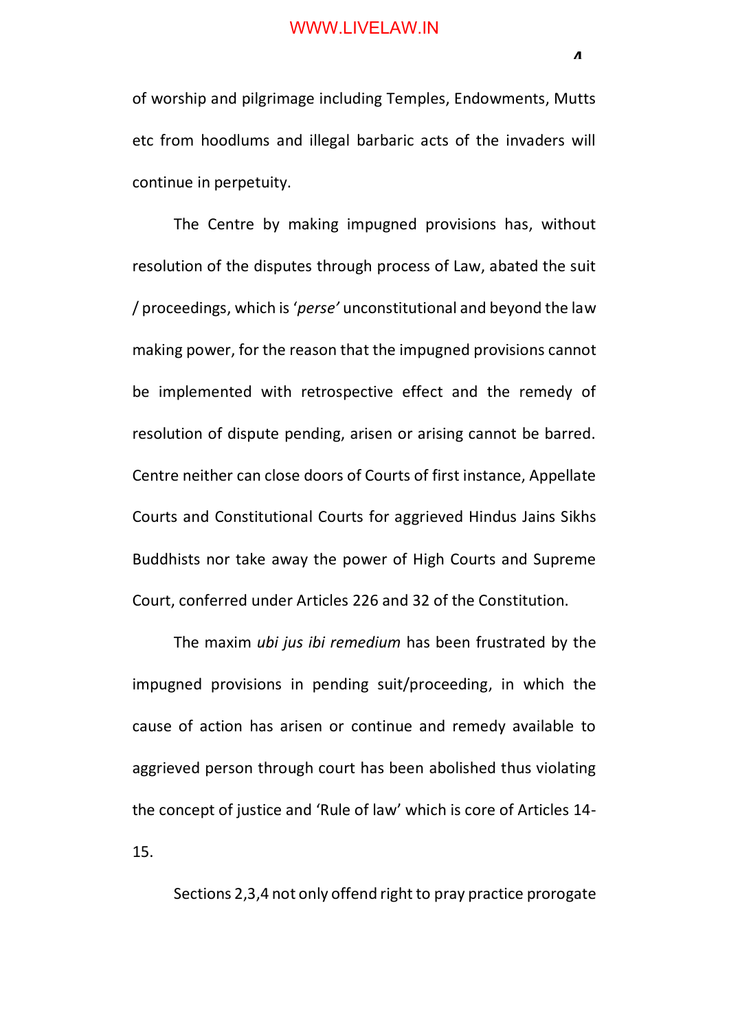of worship and pilgrimage including Temples, Endowments, Mutts etc from hoodlums and illegal barbaric acts of the invaders will continue in perpetuity.

The Centre by making impugned provisions has, without resolution of the disputes through process of Law, abated the suit / proceedings, which is '*perse'* unconstitutional and beyond the law making power, for the reason that the impugned provisions cannot be implemented with retrospective effect and the remedy of resolution of dispute pending, arisen or arising cannot be barred. Centre neither can close doors of Courts of first instance, Appellate Courts and Constitutional Courts for aggrieved Hindus Jains Sikhs Buddhists nor take away the power of High Courts and Supreme Court, conferred under Articles 226 and 32 of the Constitution.

The maxim *ubi jus ibi remedium* has been frustrated by the impugned provisions in pending suit/proceeding, in which the cause of action has arisen or continue and remedy available to aggrieved person through court has been abolished thus violating the concept of justice and 'Rule of law' which is core of Articles 14-15.

Sections 2,3,4 not only offend right to pray practice prorogate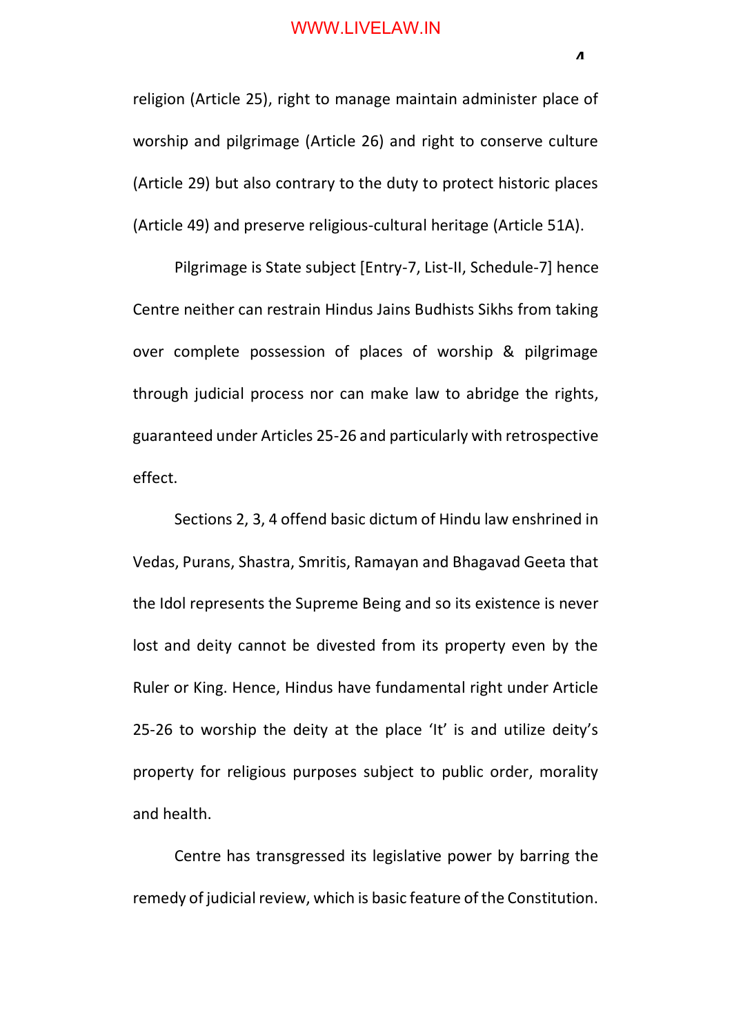religion (Article 25), right to manage maintain administer place of worship and pilgrimage (Article 26) and right to conserve culture (Article 29) but also contrary to the duty to protect historic places (Article 49) and preserve religious-cultural heritage (Article 51A).

Pilgrimage is State subject [Entry-7, List-II, Schedule-7] hence Centre neither can restrain Hindus Jains Budhists Sikhs from taking over complete possession of places of worship & pilgrimage through judicial process nor can make law to abridge the rights, guaranteed under Articles 25-26 and particularly with retrospective effect.

Sections 2, 3, 4 offend basic dictum of Hindu law enshrined in Vedas, Purans, Shastra, Smritis, Ramayan and Bhagavad Geeta that the Idol represents the Supreme Being and so its existence is never lost and deity cannot be divested from its property even by the Ruler or King. Hence, Hindus have fundamental right under Article 25-26 to worship the deity at the place 'It' is and utilize deity's property for religious purposes subject to public order, morality and health.

Centre has transgressed its legislative power by barring the remedy of judicial review, which is basic feature of the Constitution.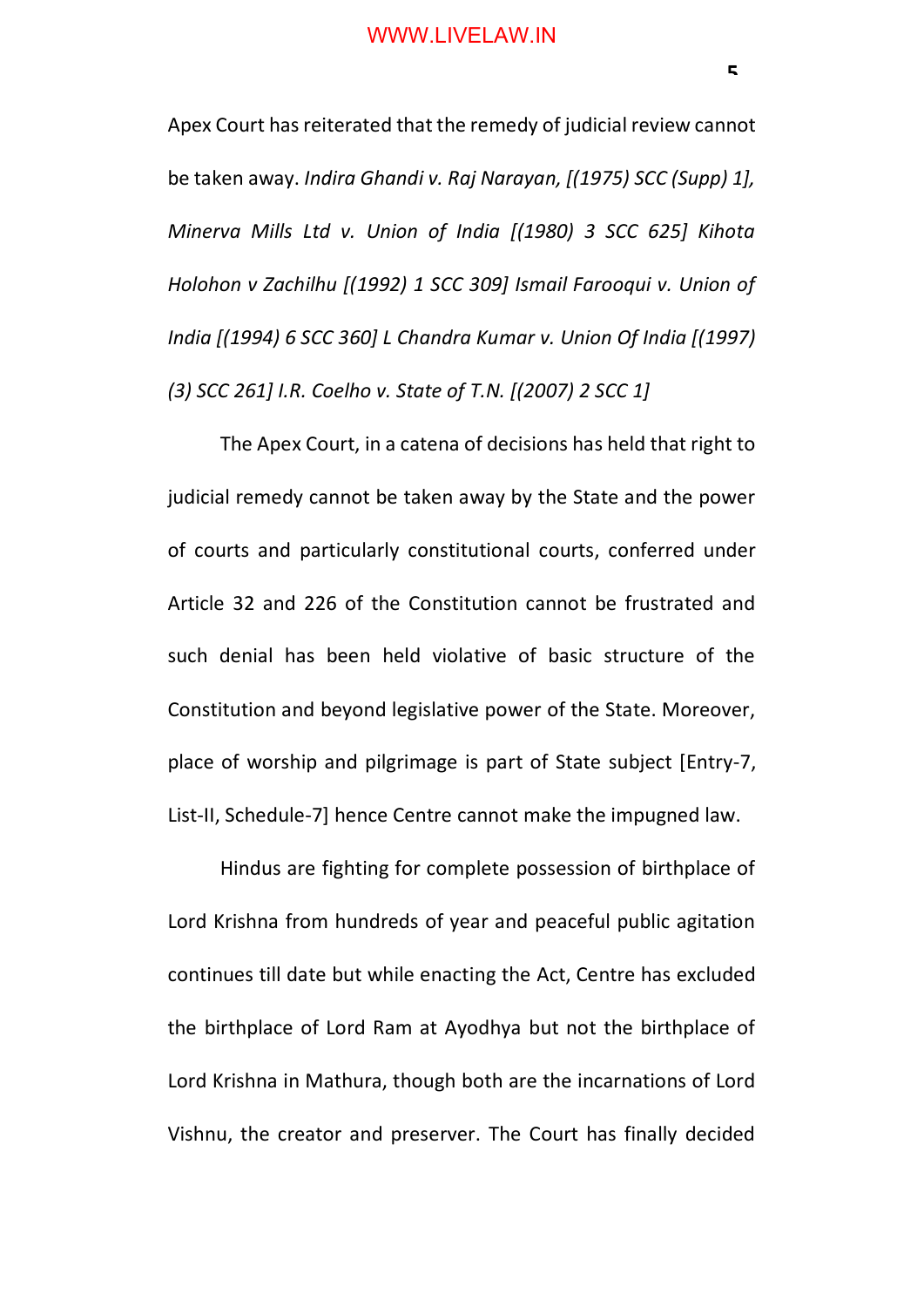Apex Court has reiterated that the remedy of judicial review cannot be taken away. *Indira Ghandi v. Raj Narayan, [(1975) SCC (Supp) 1], Minerva Mills Ltd v. Union of India [(1980) 3 SCC 625] Kihota Holohon v Zachilhu [(1992) 1 SCC 309] Ismail Farooqui v. Union of India [(1994) 6 SCC 360] L Chandra Kumar v. Union Of India [(1997) (3) SCC 261] I.R. Coelho v. State of T.N. [(2007) 2 SCC 1]*

The Apex Court, in a catena of decisions has held that right to judicial remedy cannot be taken away by the State and the power of courts and particularly constitutional courts, conferred under Article 32 and 226 of the Constitution cannot be frustrated and such denial has been held violative of basic structure of the Constitution and beyond legislative power of the State. Moreover, place of worship and pilgrimage is part of State subject [Entry-7, List-II, Schedule-7] hence Centre cannot make the impugned law.

Hindus are fighting for complete possession of birthplace of Lord Krishna from hundreds of year and peaceful public agitation continues till date but while enacting the Act, Centre has excluded the birthplace of Lord Ram at Ayodhya but not the birthplace of Lord Krishna in Mathura, though both are the incarnations of Lord Vishnu, the creator and preserver. The Court has finally decided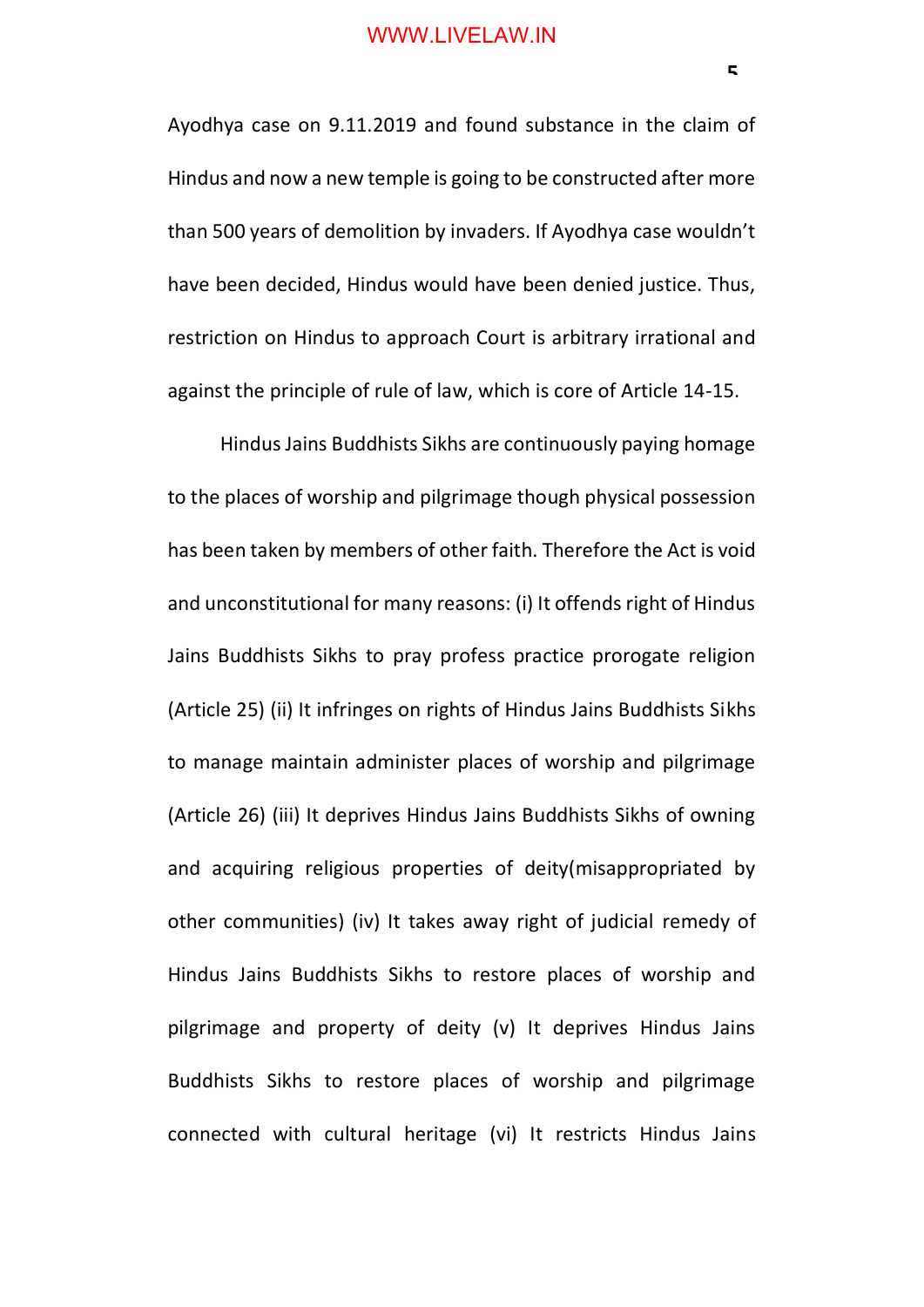Ayodhya case on 9.11.2019 and found substance in the claim of Hindus and now a new temple is going to be constructed after more than 500 years of demolition by invaders. If Ayodhya case wouldn't have been decided, Hindus would have been denied justice. Thus, restriction on Hindus to approach Court is arbitrary irrational and against the principle of rule of law, which is core of Article 14-15.

Hindus Jains Buddhists Sikhs are continuously paying homage to the places of worship and pilgrimage though physical possession has been taken by members of other faith. Therefore the Act is void and unconstitutional for many reasons: (i) It offends right of Hindus Jains Buddhists Sikhs to pray profess practice prorogate religion (Article 25) (ii) It infringes on rights of Hindus Jains Buddhists Sikhs to manage maintain administer places of worship and pilgrimage (Article 26) (iii) It deprives Hindus Jains Buddhists Sikhs of owning and acquiring religious properties of deity(misappropriated by other communities) (iv) It takes away right of judicial remedy of Hindus Jains Buddhists Sikhs to restore places of worship and pilgrimage and property of deity (v) It deprives Hindus Jains Buddhists Sikhs to restore places of worship and pilgrimage connected with cultural heritage (vi) It restricts Hindus Jains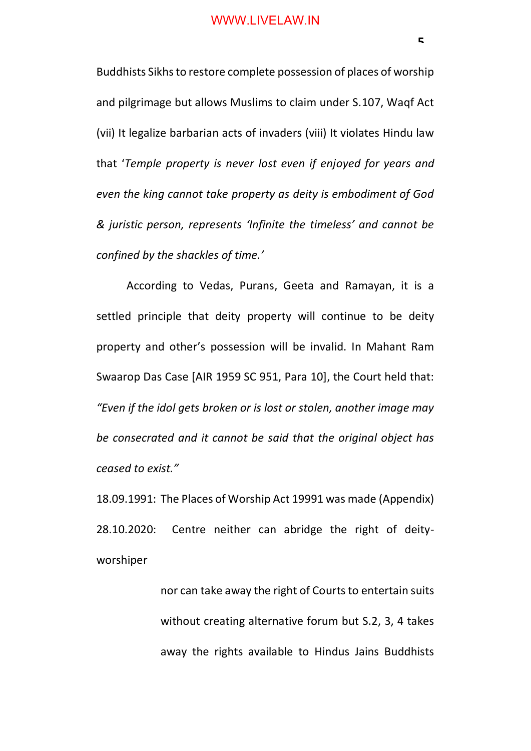Buddhists Sikhs to restore complete possession of places of worship and pilgrimage but allows Muslims to claim under S.107, Waqf Act (vii) It legalize barbarian acts of invaders (viii) It violates Hindu law that '*Temple property is never lost even if enjoyed for years and even the king cannot take property as deity is embodiment of God & juristic person, represents 'Infinite the timeless' and cannot be confined by the shackles of time.'*

According to Vedas, Purans, Geeta and Ramayan, it is a settled principle that deity property will continue to be deity property and other's possession will be invalid. In Mahant Ram Swaarop Das Case [AIR 1959 SC 951, Para 10], the Court held that: *"Even if the idol gets broken or is lost or stolen, another image may be consecrated and it cannot be said that the original object has ceased to exist."*

18.09.1991: The Places of Worship Act 19991 was made (Appendix)

28.10.2020: Centre neither can abridge the right of deity-worshiper nor can take away the right of Courts to entertain suits without creating alternative forum but S.2, 3, 4 takes away the rights available to Hindus Jains Buddhists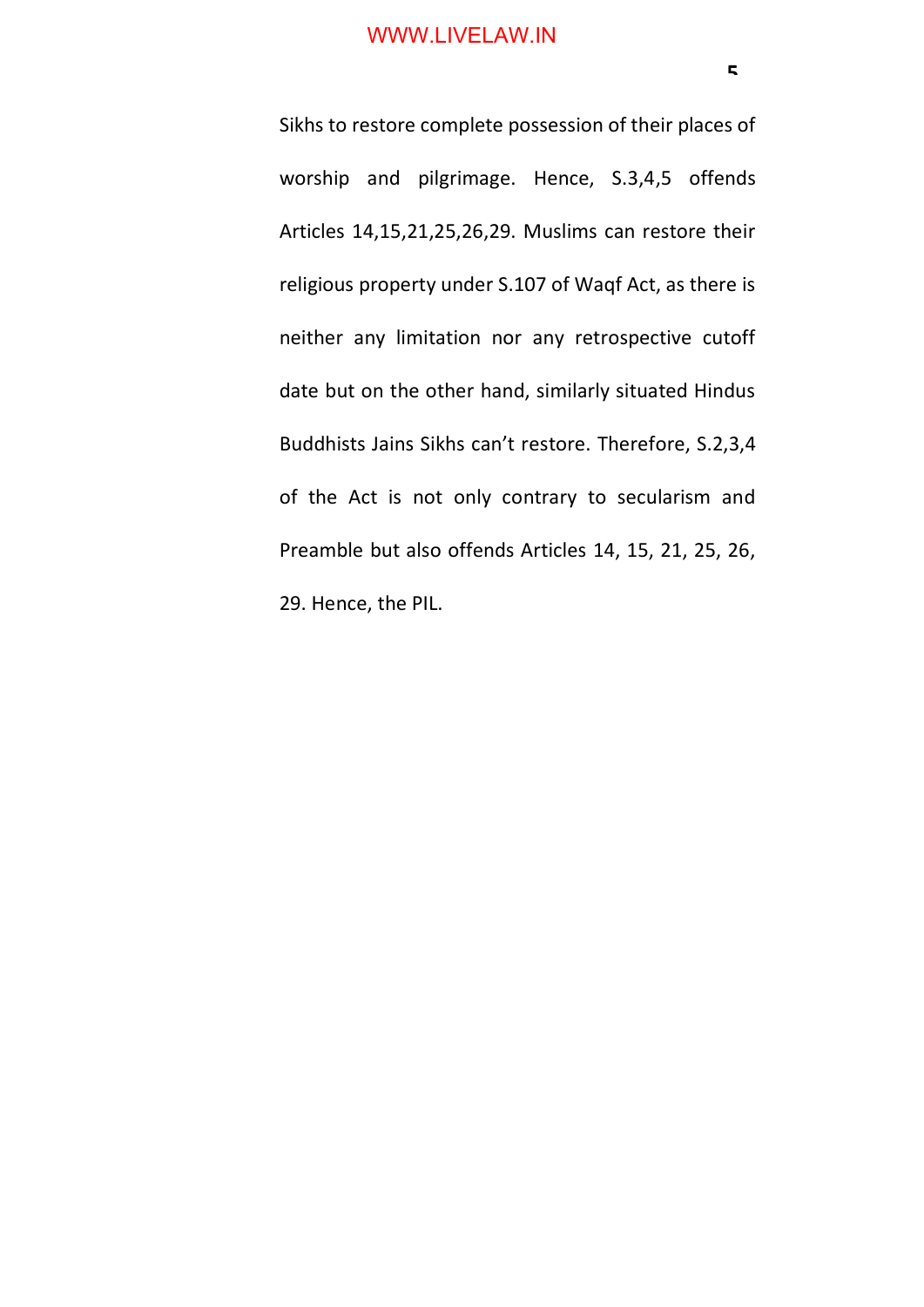Sikhs to restore complete possession of their places of worship and pilgrimage. Hence, S.3,4,5 offends Articles 14,15,21,25,26,29. Muslims can restore their religious property under S.107 of Waqf Act, as there is neither any limitation nor any retrospective cutoff date but on the other hand, similarly situated Hindus Buddhists Jains Sikhs can't restore. Therefore, S.2,3,4 of the Act is not only contrary to secularism and Preamble but also offends Articles 14, 15, 21, 25, 26, 29. Hence, the PIL.